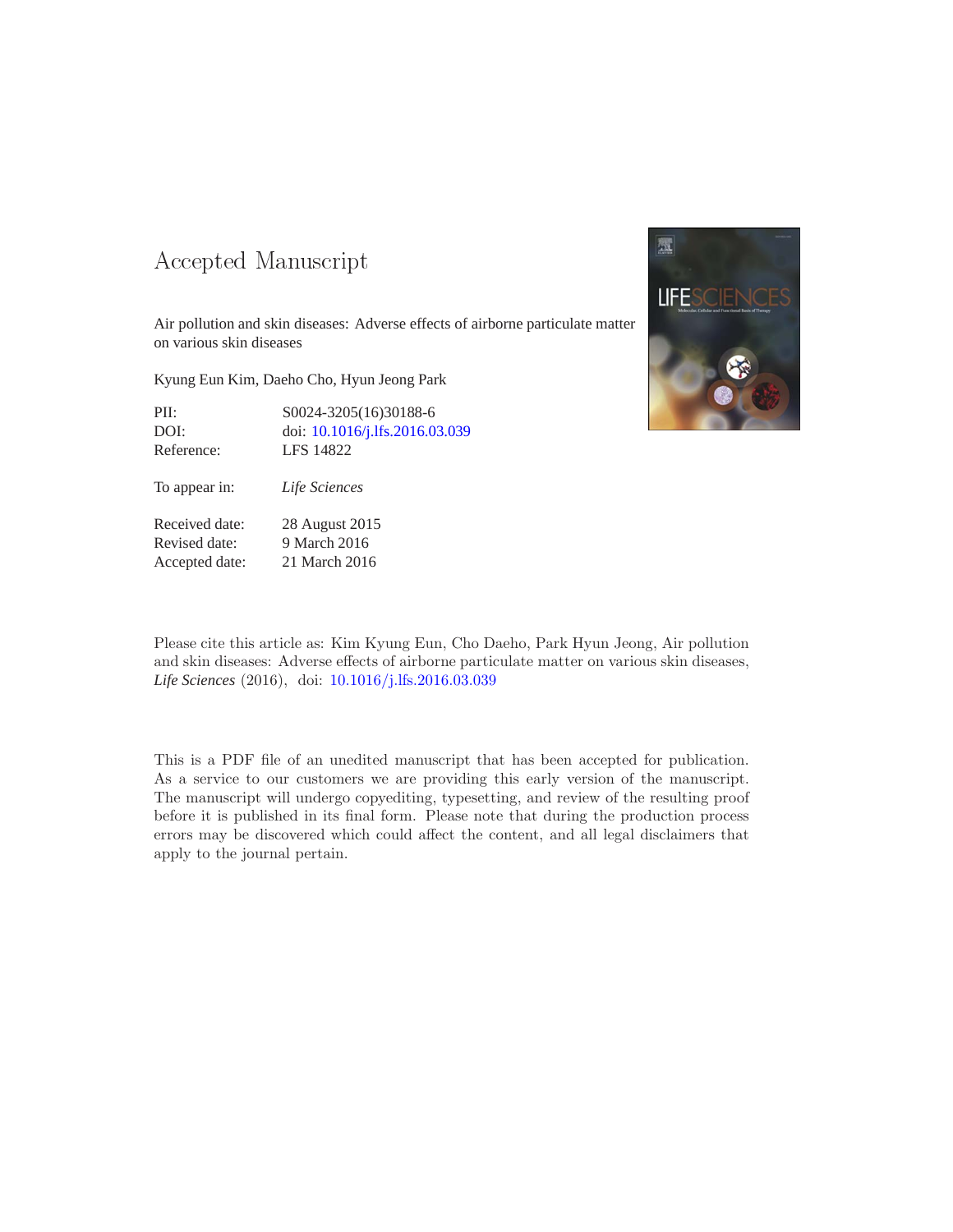# Accepted Manuscript

Air pollution and skin diseases: Adverse effects of airborne particulate matter on various skin diseases

Kyung Eun Kim, Daeho Cho, Hyun Jeong Park

| | |
|---|---|
| PII: | S0024-3205(16)30188-6 |
| DOI: | doi: 10.1016/j.lfs.2016.03.039 |
| Reference: | LFS 14822 |
| To appear in: | *Life Sciences* |
| Received date: | 28 August 2015 |
| Revised date: | 9 March 2016 |
| Accepted date: | 21 March 2016 |

Please cite this article as: Kim Kyung Eun, Cho Daeho, Park Hyun Jeong, Air pollution and skin diseases: Adverse effects of airborne particulate matter on various skin diseases, *Life Sciences* (2016), doi: 10.1016/j.lfs.2016.03.039

This is a PDF file of an unedited manuscript that has been accepted for publication. As a service to our customers we are providing this early version of the manuscript. The manuscript will undergo copyediting, typesetting, and review of the resulting proof before it is published in its final form. Please note that during the production process errors may be discovered which could affect the content, and all legal disclaimers that apply to the journal pertain.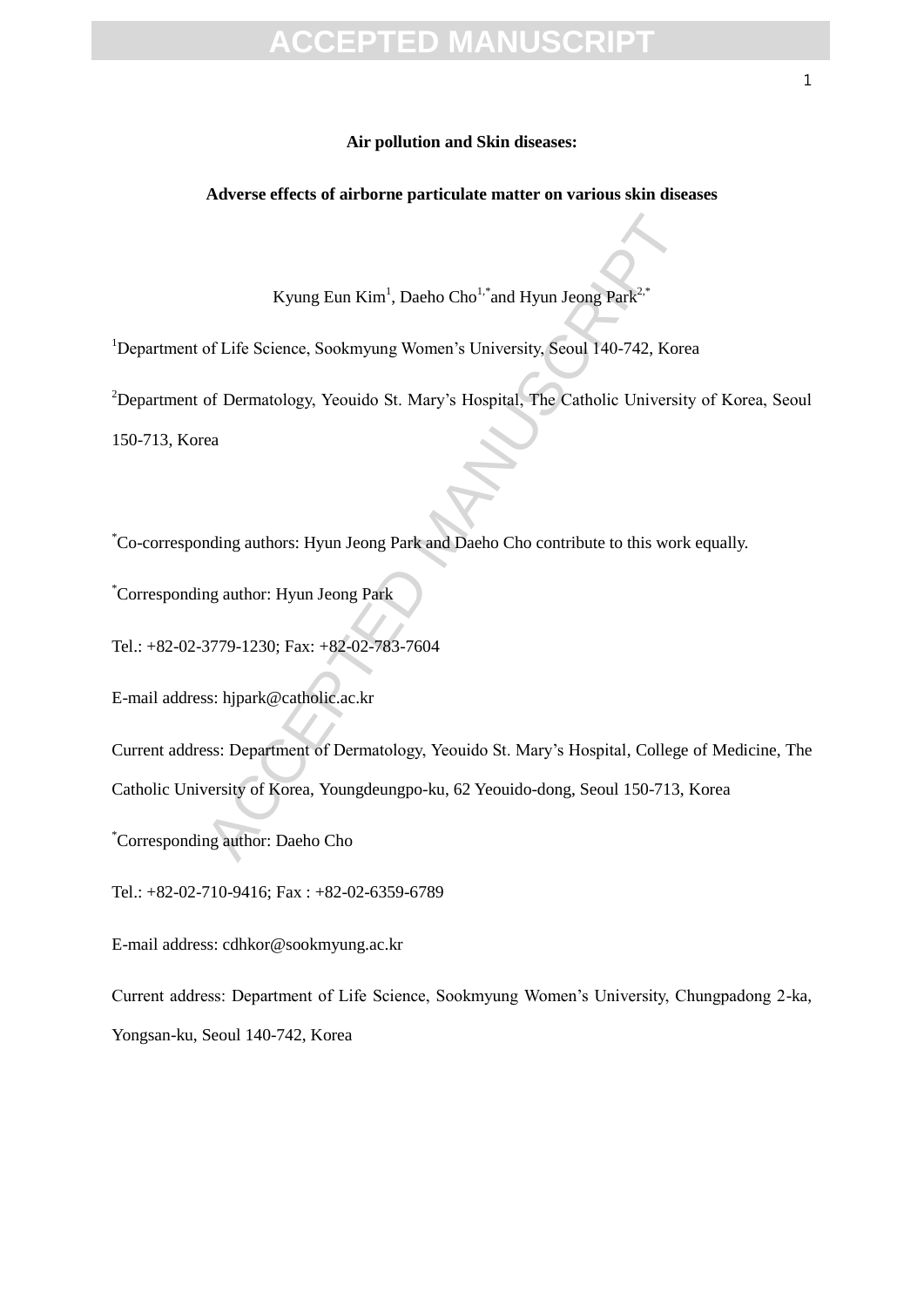**Air pollution and Skin diseases:**

**Adverse effects of airborne particulate matter on various skin diseases**

Kyung Eun Kim[1], Daeho Cho[1,*] and Hyun Jeong Park[2,*]

[1]Department of Life Science, Sookmyung Women's University, Seoul 140-742, Korea

[2]Department of Dermatology, Yeouido St. Mary's Hospital, The Catholic University of Korea, Seoul 150-713, Korea

[*]Co-corresponding authors: Hyun Jeong Park and Daeho Cho contribute to this work equally.

[*]Corresponding author: Hyun Jeong Park

Tel.: +82-02-3779-1230; Fax: +82-02-783-7604

E-mail address: hjpark@catholic.ac.kr

Current address: Department of Dermatology, Yeouido St. Mary's Hospital, College of Medicine, The Catholic University of Korea, Youngdeungpo-ku, 62 Yeouido-dong, Seoul 150-713, Korea

[*]Corresponding author: Daeho Cho

Tel.: +82-02-710-9416; Fax : +82-02-6359-6789

E-mail address: cdhkor@sookmyung.ac.kr

Current address: Department of Life Science, Sookmyung Women's University, Chungpadong 2-ka, Yongsan-ku, Seoul 140-742, Korea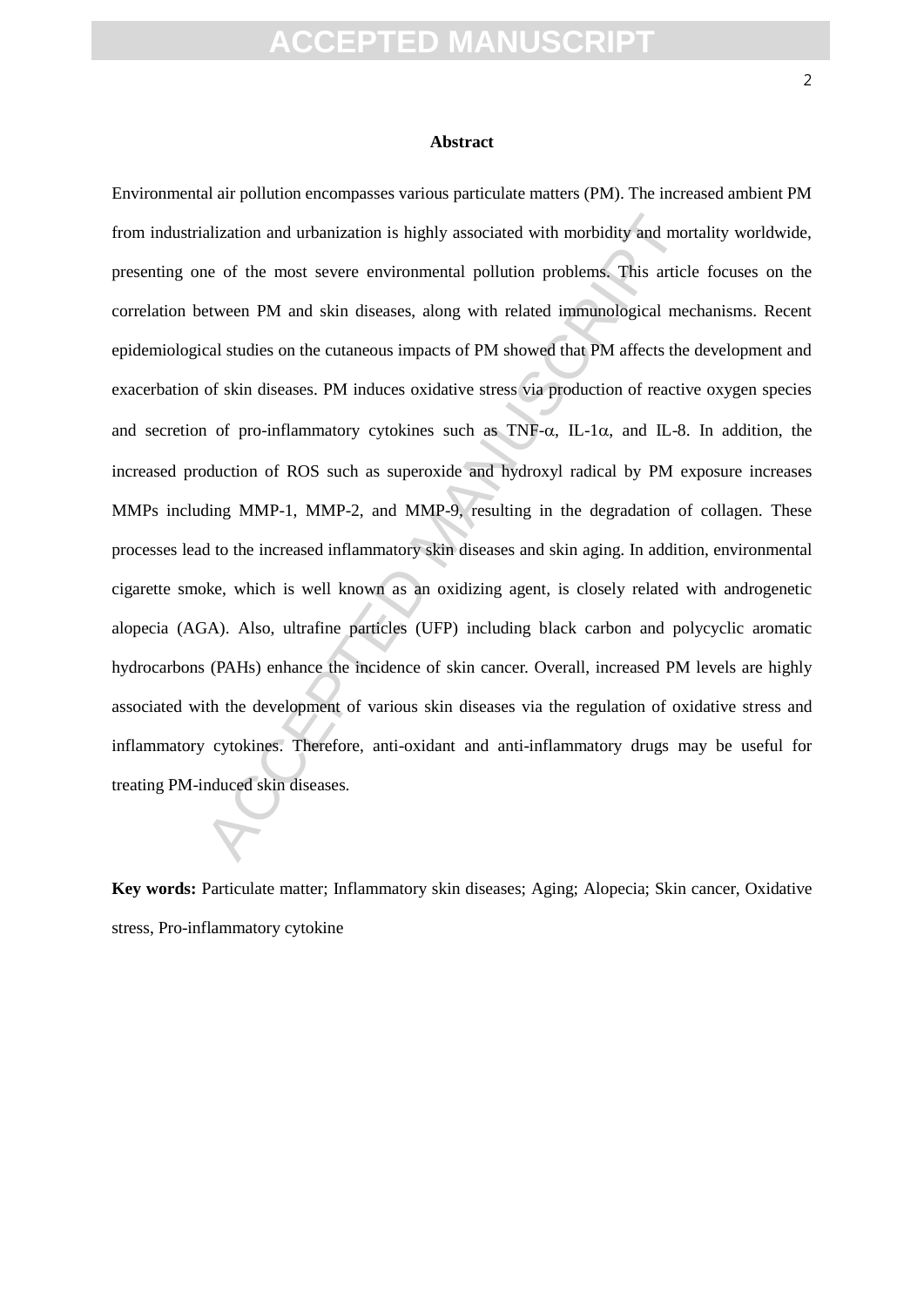## Abstract

Environmental air pollution encompasses various particulate matters (PM). The increased ambient PM from industrialization and urbanization is highly associated with morbidity and mortality worldwide, presenting one of the most severe environmental pollution problems. This article focuses on the correlation between PM and skin diseases, along with related immunological mechanisms. Recent epidemiological studies on the cutaneous impacts of PM showed that PM affects the development and exacerbation of skin diseases. PM induces oxidative stress via production of reactive oxygen species and secretion of pro-inflammatory cytokines such as TNF-$\alpha$, IL-1$\alpha$, and IL-8. In addition, the increased production of ROS such as superoxide and hydroxyl radical by PM exposure increases MMPs including MMP-1, MMP-2, and MMP-9, resulting in the degradation of collagen. These processes lead to the increased inflammatory skin diseases and skin aging. In addition, environmental cigarette smoke, which is well known as an oxidizing agent, is closely related with androgenetic alopecia (AGA). Also, ultrafine particles (UFP) including black carbon and polycyclic aromatic hydrocarbons (PAHs) enhance the incidence of skin cancer. Overall, increased PM levels are highly associated with the development of various skin diseases via the regulation of oxidative stress and inflammatory cytokines. Therefore, anti-oxidant and anti-inflammatory drugs may be useful for treating PM-induced skin diseases.

**Key words:** Particulate matter; Inflammatory skin diseases; Aging; Alopecia; Skin cancer, Oxidative stress, Pro-inflammatory cytokine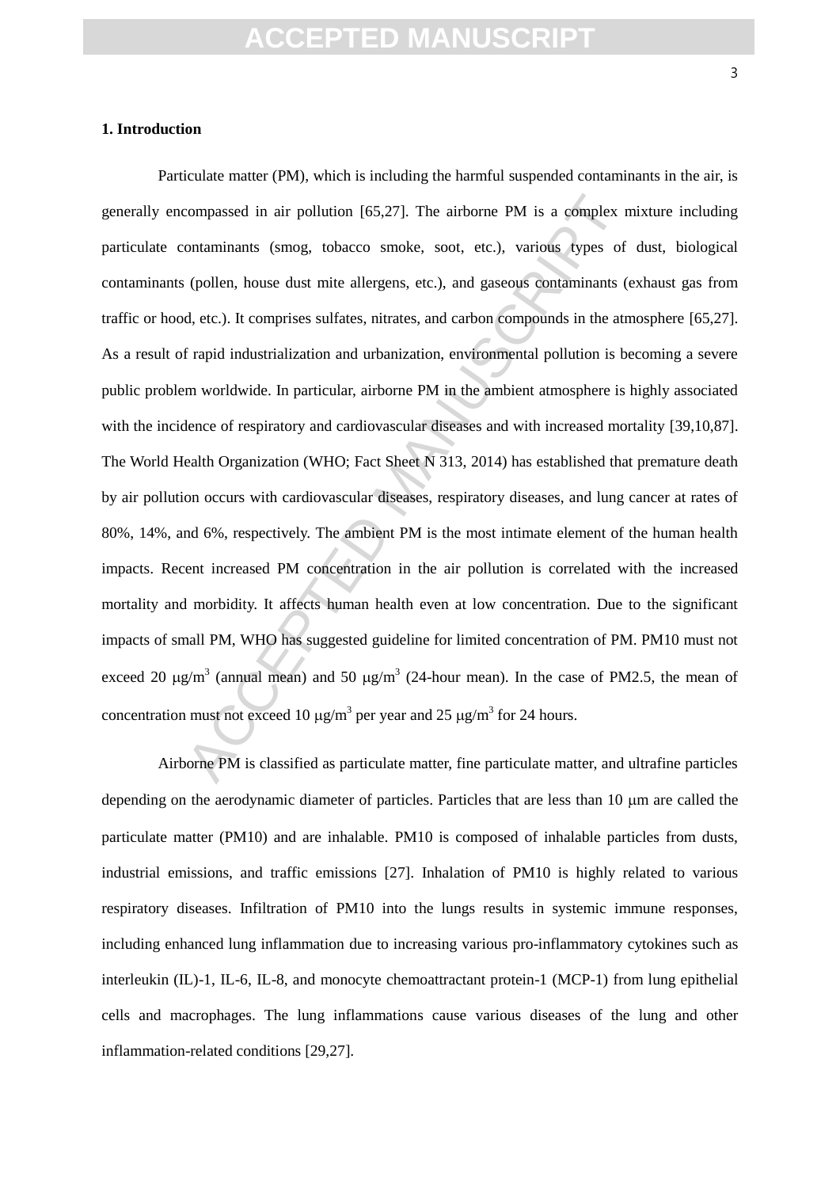## 1. Introduction

Particulate matter (PM), which is including the harmful suspended contaminants in the air, is generally encompassed in air pollution [65,27]. The airborne PM is a complex mixture including particulate contaminants (smog, tobacco smoke, soot, etc.), various types of dust, biological contaminants (pollen, house dust mite allergens, etc.), and gaseous contaminants (exhaust gas from traffic or hood, etc.). It comprises sulfates, nitrates, and carbon compounds in the atmosphere [65,27]. As a result of rapid industrialization and urbanization, environmental pollution is becoming a severe public problem worldwide. In particular, airborne PM in the ambient atmosphere is highly associated with the incidence of respiratory and cardiovascular diseases and with increased mortality [39,10,87]. The World Health Organization (WHO; Fact Sheet N 313, 2014) has established that premature death by air pollution occurs with cardiovascular diseases, respiratory diseases, and lung cancer at rates of 80%, 14%, and 6%, respectively. The ambient PM is the most intimate element of the human health impacts. Recent increased PM concentration in the air pollution is correlated with the increased mortality and morbidity. It affects human health even at low concentration. Due to the significant impacts of small PM, WHO has suggested guideline for limited concentration of PM. PM10 must not exceed 20 $\mu g/m^3$ (annual mean) and 50 $\mu g/m^3$ (24-hour mean). In the case of PM2.5, the mean of concentration must not exceed 10 $\mu g/m^3$ per year and 25 $\mu g/m^3$ for 24 hours.

Airborne PM is classified as particulate matter, fine particulate matter, and ultrafine particles depending on the aerodynamic diameter of particles. Particles that are less than 10 $\mu m$ are called the particulate matter (PM10) and are inhalable. PM10 is composed of inhalable particles from dusts, industrial emissions, and traffic emissions [27]. Inhalation of PM10 is highly related to various respiratory diseases. Infiltration of PM10 into the lungs results in systemic immune responses, including enhanced lung inflammation due to increasing various pro-inflammatory cytokines such as interleukin (IL)-1, IL-6, IL-8, and monocyte chemoattractant protein-1 (MCP-1) from lung epithelial cells and macrophages. The lung inflammations cause various diseases of the lung and other inflammation-related conditions [29,27].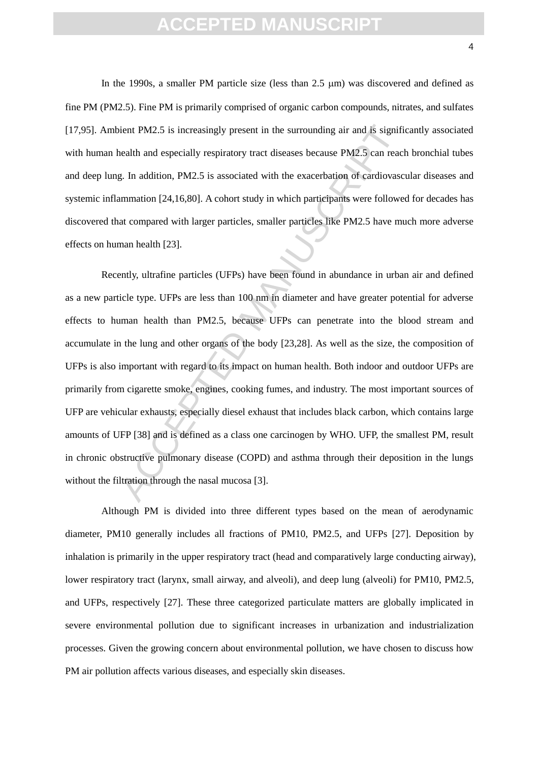In the 1990s, a smaller PM particle size (less than 2.5 μm) was discovered and defined as fine PM (PM2.5). Fine PM is primarily comprised of organic carbon compounds, nitrates, and sulfates [17,95]. Ambient PM2.5 is increasingly present in the surrounding air and is significantly associated with human health and especially respiratory tract diseases because PM2.5 can reach bronchial tubes and deep lung. In addition, PM2.5 is associated with the exacerbation of cardiovascular diseases and systemic inflammation [24,16,80]. A cohort study in which participants were followed for decades has discovered that compared with larger particles, smaller particles like PM2.5 have much more adverse effects on human health [23].

Recently, ultrafine particles (UFPs) have been found in abundance in urban air and defined as a new particle type. UFPs are less than 100 nm in diameter and have greater potential for adverse effects to human health than PM2.5, because UFPs can penetrate into the blood stream and accumulate in the lung and other organs of the body [23,28]. As well as the size, the composition of UFPs is also important with regard to its impact on human health. Both indoor and outdoor UFPs are primarily from cigarette smoke, engines, cooking fumes, and industry. The most important sources of UFP are vehicular exhausts, especially diesel exhaust that includes black carbon, which contains large amounts of UFP [38] and is defined as a class one carcinogen by WHO. UFP, the smallest PM, result in chronic obstructive pulmonary disease (COPD) and asthma through their deposition in the lungs without the filtration through the nasal mucosa [3].

Although PM is divided into three different types based on the mean of aerodynamic diameter, PM10 generally includes all fractions of PM10, PM2.5, and UFPs [27]. Deposition by inhalation is primarily in the upper respiratory tract (head and comparatively large conducting airway), lower respiratory tract (larynx, small airway, and alveoli), and deep lung (alveoli) for PM10, PM2.5, and UFPs, respectively [27]. These three categorized particulate matters are globally implicated in severe environmental pollution due to significant increases in urbanization and industrialization processes. Given the growing concern about environmental pollution, we have chosen to discuss how PM air pollution affects various diseases, and especially skin diseases.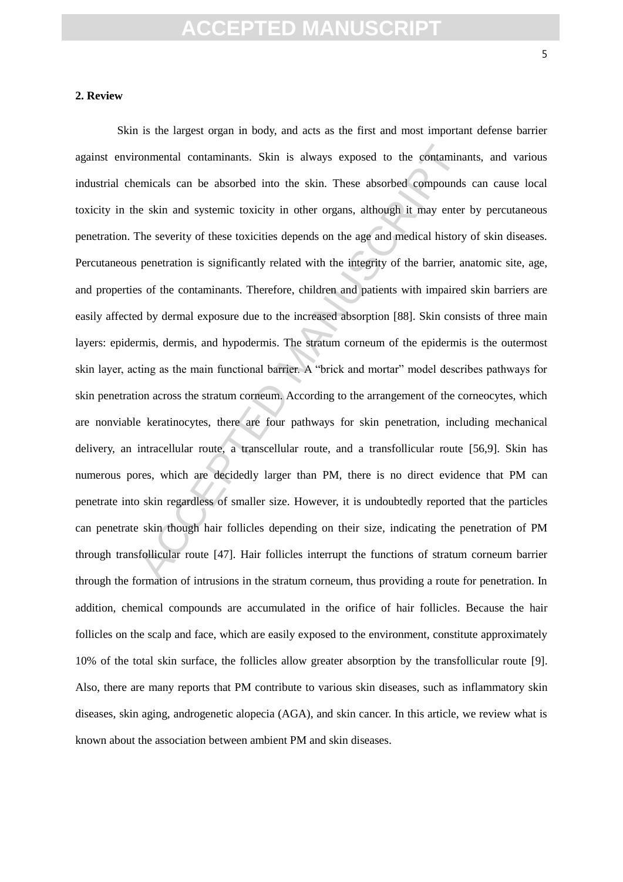## 2. Review

Skin is the largest organ in body, and acts as the first and most important defense barrier against environmental contaminants. Skin is always exposed to the contaminants, and various industrial chemicals can be absorbed into the skin. These absorbed compounds can cause local toxicity in the skin and systemic toxicity in other organs, although it may enter by percutaneous penetration. The severity of these toxicities depends on the age and medical history of skin diseases. Percutaneous penetration is significantly related with the integrity of the barrier, anatomic site, age, and properties of the contaminants. Therefore, children and patients with impaired skin barriers are easily affected by dermal exposure due to the increased absorption [88]. Skin consists of three main layers: epidermis, dermis, and hypodermis. The stratum corneum of the epidermis is the outermost skin layer, acting as the main functional barrier. A "brick and mortar" model describes pathways for skin penetration across the stratum corneum. According to the arrangement of the corneocytes, which are nonviable keratinocytes, there are four pathways for skin penetration, including mechanical delivery, an intracellular route, a transcellular route, and a transfollicular route [56,9]. Skin has numerous pores, which are decidedly larger than PM, there is no direct evidence that PM can penetrate into skin regardless of smaller size. However, it is undoubtedly reported that the particles can penetrate skin though hair follicles depending on their size, indicating the penetration of PM through transfollicular route [47]. Hair follicles interrupt the functions of stratum corneum barrier through the formation of intrusions in the stratum corneum, thus providing a route for penetration. In addition, chemical compounds are accumulated in the orifice of hair follicles. Because the hair follicles on the scalp and face, which are easily exposed to the environment, constitute approximately 10% of the total skin surface, the follicles allow greater absorption by the transfollicular route [9]. Also, there are many reports that PM contribute to various skin diseases, such as inflammatory skin diseases, skin aging, androgenetic alopecia (AGA), and skin cancer. In this article, we review what is known about the association between ambient PM and skin diseases.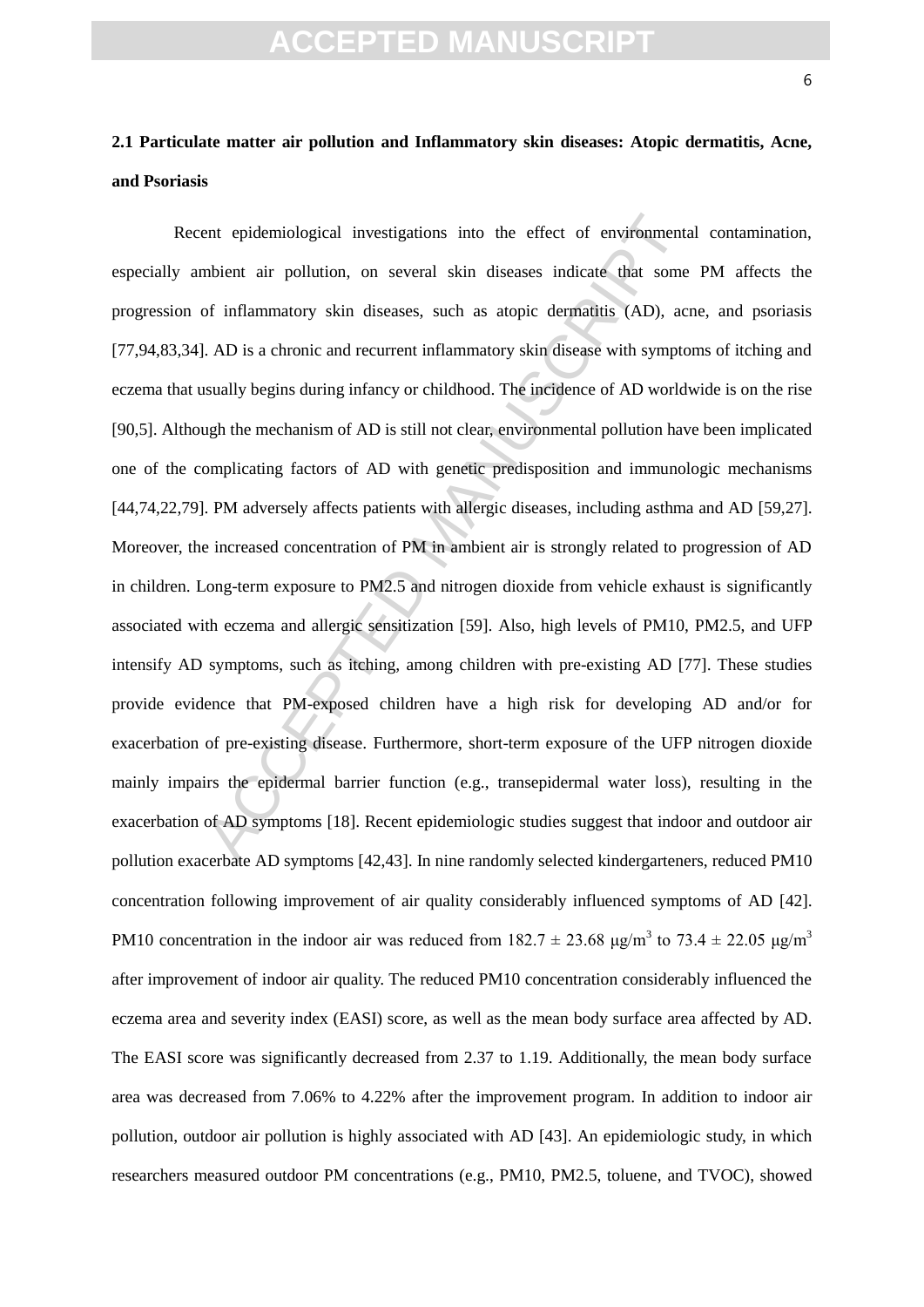**2.1 Particulate matter air pollution and Inflammatory skin diseases: Atopic dermatitis, Acne, and Psoriasis**

Recent epidemiological investigations into the effect of environmental contamination, especially ambient air pollution, on several skin diseases indicate that some PM affects the progression of inflammatory skin diseases, such as atopic dermatitis (AD), acne, and psoriasis [77,94,83,34]. AD is a chronic and recurrent inflammatory skin disease with symptoms of itching and eczema that usually begins during infancy or childhood. The incidence of AD worldwide is on the rise [90,5]. Although the mechanism of AD is still not clear, environmental pollution have been implicated one of the complicating factors of AD with genetic predisposition and immunologic mechanisms [44,74,22,79]. PM adversely affects patients with allergic diseases, including asthma and AD [59,27]. Moreover, the increased concentration of PM in ambient air is strongly related to progression of AD in children. Long-term exposure to PM2.5 and nitrogen dioxide from vehicle exhaust is significantly associated with eczema and allergic sensitization [59]. Also, high levels of PM10, PM2.5, and UFP intensify AD symptoms, such as itching, among children with pre-existing AD [77]. These studies provide evidence that PM-exposed children have a high risk for developing AD and/or for exacerbation of pre-existing disease. Furthermore, short-term exposure of the UFP nitrogen dioxide mainly impairs the epidermal barrier function (e.g., transepidermal water loss), resulting in the exacerbation of AD symptoms [18]. Recent epidemiologic studies suggest that indoor and outdoor air pollution exacerbate AD symptoms [42,43]. In nine randomly selected kindergarteners, reduced PM10 concentration following improvement of air quality considerably influenced symptoms of AD [42]. PM10 concentration in the indoor air was reduced from $182.7 \pm 23.68$ μg/m$^3$ to $73.4 \pm 22.05$ μg/m$^3$ after improvement of indoor air quality. The reduced PM10 concentration considerably influenced the eczema area and severity index (EASI) score, as well as the mean body surface area affected by AD. The EASI score was significantly decreased from 2.37 to 1.19. Additionally, the mean body surface area was decreased from 7.06% to 4.22% after the improvement program. In addition to indoor air pollution, outdoor air pollution is highly associated with AD [43]. An epidemiologic study, in which researchers measured outdoor PM concentrations (e.g., PM10, PM2.5, toluene, and TVOC), showed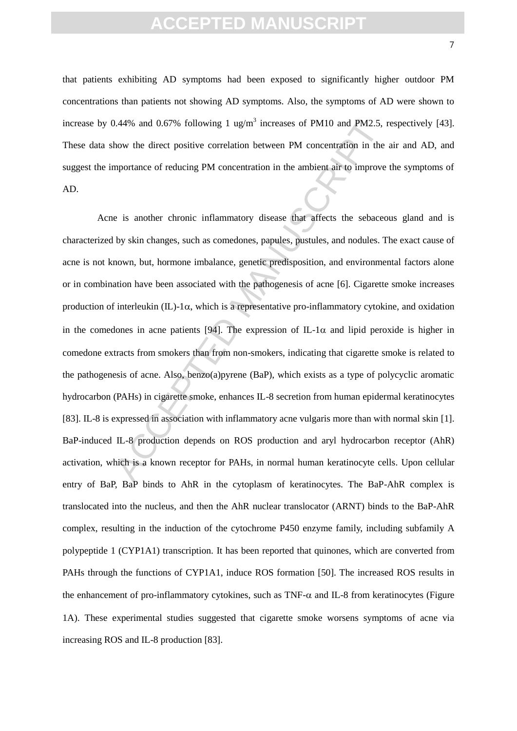that patients exhibiting AD symptoms had been exposed to significantly higher outdoor PM concentrations than patients not showing AD symptoms. Also, the symptoms of AD were shown to increase by 0.44% and 0.67% following 1 ug/m$^3$ increases of PM10 and PM2.5, respectively [43]. These data show the direct positive correlation between PM concentration in the air and AD, and suggest the importance of reducing PM concentration in the ambient air to improve the symptoms of AD.

Acne is another chronic inflammatory disease that affects the sebaceous gland and is characterized by skin changes, such as comedones, papules, pustules, and nodules. The exact cause of acne is not known, but, hormone imbalance, genetic predisposition, and environmental factors alone or in combination have been associated with the pathogenesis of acne [6]. Cigarette smoke increases production of interleukin (IL)-1$\alpha$, which is a representative pro-inflammatory cytokine, and oxidation in the comedones in acne patients [94]. The expression of IL-1$\alpha$ and lipid peroxide is higher in comedone extracts from smokers than from non-smokers, indicating that cigarette smoke is related to the pathogenesis of acne. Also, benzo(a)pyrene (BaP), which exists as a type of polycyclic aromatic hydrocarbon (PAHs) in cigarette smoke, enhances IL-8 secretion from human epidermal keratinocytes [83]. IL-8 is expressed in association with inflammatory acne vulgaris more than with normal skin [1]. BaP-induced IL-8 production depends on ROS production and aryl hydrocarbon receptor (AhR) activation, which is a known receptor for PAHs, in normal human keratinocyte cells. Upon cellular entry of BaP, BaP binds to AhR in the cytoplasm of keratinocytes. The BaP-AhR complex is translocated into the nucleus, and then the AhR nuclear translocator (ARNT) binds to the BaP-AhR complex, resulting in the induction of the cytochrome P450 enzyme family, including subfamily A polypeptide 1 (CYP1A1) transcription. It has been reported that quinones, which are converted from PAHs through the functions of CYP1A1, induce ROS formation [50]. The increased ROS results in the enhancement of pro-inflammatory cytokines, such as TNF-$\alpha$ and IL-8 from keratinocytes (Figure 1A). These experimental studies suggested that cigarette smoke worsens symptoms of acne via increasing ROS and IL-8 production [83].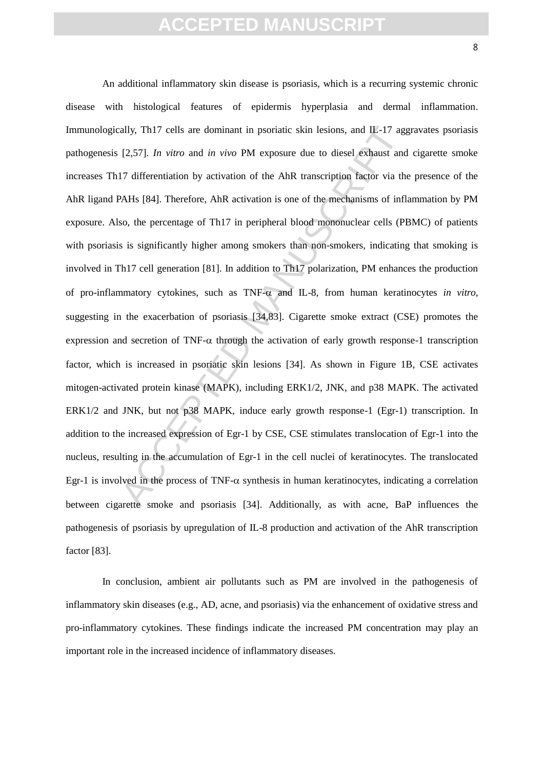An additional inflammatory skin disease is psoriasis, which is a recurring systemic chronic disease with histological features of epidermis hyperplasia and dermal inflammation. Immunologically, Th17 cells are dominant in psoriatic skin lesions, and IL-17 aggravates psoriasis pathogenesis [2,57]. *In vitro* and *in vivo* PM exposure due to diesel exhaust and cigarette smoke increases Th17 differentiation by activation of the AhR transcription factor via the presence of the AhR ligand PAHs [84]. Therefore, AhR activation is one of the mechanisms of inflammation by PM exposure. Also, the percentage of Th17 in peripheral blood mononuclear cells (PBMC) of patients with psoriasis is significantly higher among smokers than non-smokers, indicating that smoking is involved in Th17 cell generation [81]. In addition to Th17 polarization, PM enhances the production of pro-inflammatory cytokines, such as TNF-$\alpha$ and IL-8, from human keratinocytes *in vitro*, suggesting in the exacerbation of psoriasis [34,83]. Cigarette smoke extract (CSE) promotes the expression and secretion of TNF-$\alpha$ through the activation of early growth response-1 transcription factor, which is increased in psoriatic skin lesions [34]. As shown in Figure 1B, CSE activates mitogen-activated protein kinase (MAPK), including ERK1/2, JNK, and p38 MAPK. The activated ERK1/2 and JNK, but not p38 MAPK, induce early growth response-1 (Egr-1) transcription. In addition to the increased expression of Egr-1 by CSE, CSE stimulates translocation of Egr-1 into the nucleus, resulting in the accumulation of Egr-1 in the cell nuclei of keratinocytes. The translocated Egr-1 is involved in the process of TNF-$\alpha$ synthesis in human keratinocytes, indicating a correlation between cigarette smoke and psoriasis [34]. Additionally, as with acne, BaP influences the pathogenesis of psoriasis by upregulation of IL-8 production and activation of the AhR transcription factor [83].

In conclusion, ambient air pollutants such as PM are involved in the pathogenesis of inflammatory skin diseases (e.g., AD, acne, and psoriasis) via the enhancement of oxidative stress and pro-inflammatory cytokines. These findings indicate the increased PM concentration may play an important role in the increased incidence of inflammatory diseases.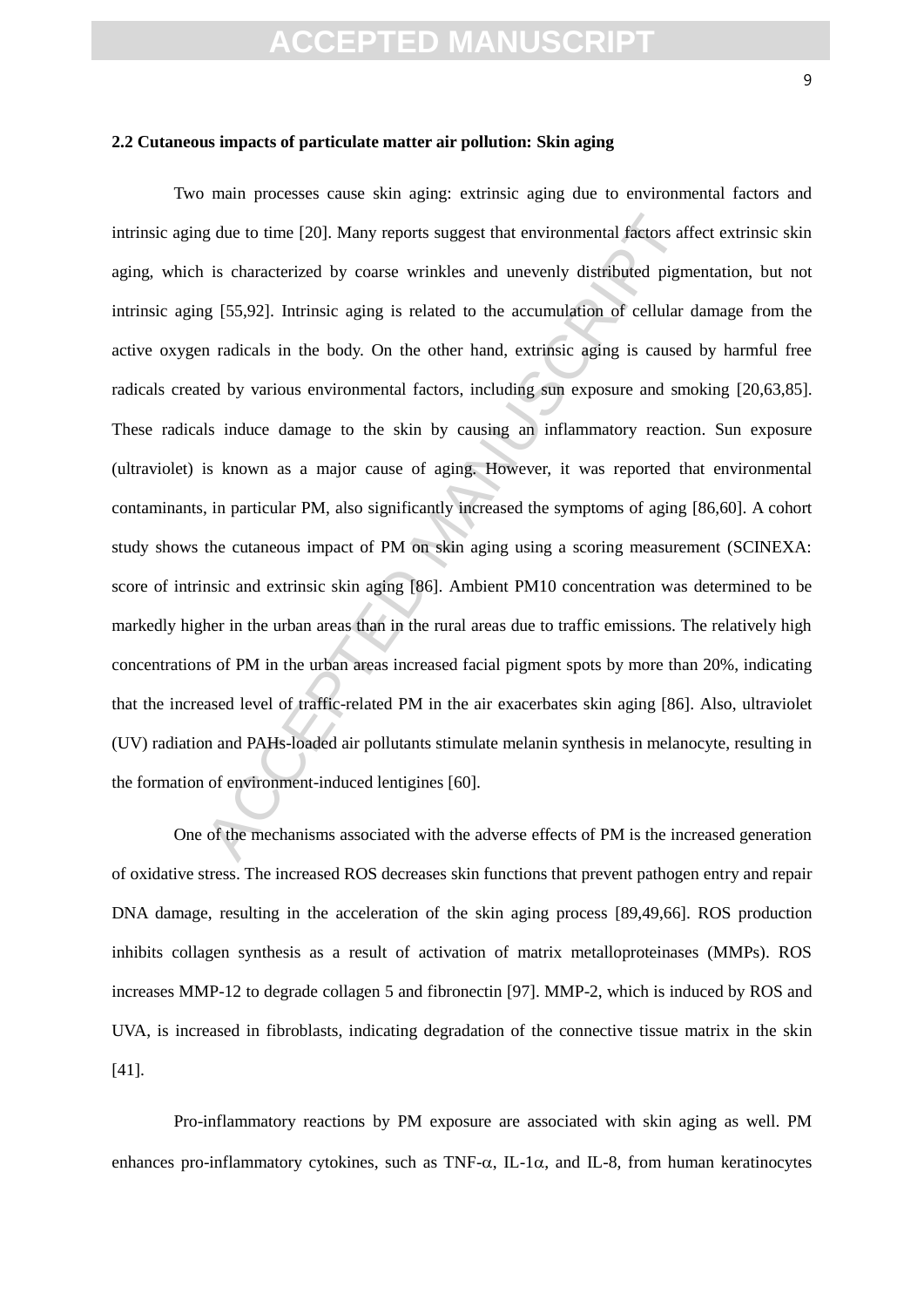### 2.2 Cutaneous impacts of particulate matter air pollution: Skin aging

Two main processes cause skin aging: extrinsic aging due to environmental factors and intrinsic aging due to time [20]. Many reports suggest that environmental factors affect extrinsic skin aging, which is characterized by coarse wrinkles and unevenly distributed pigmentation, but not intrinsic aging [55,92]. Intrinsic aging is related to the accumulation of cellular damage from the active oxygen radicals in the body. On the other hand, extrinsic aging is caused by harmful free radicals created by various environmental factors, including sun exposure and smoking [20,63,85]. These radicals induce damage to the skin by causing an inflammatory reaction. Sun exposure (ultraviolet) is known as a major cause of aging. However, it was reported that environmental contaminants, in particular PM, also significantly increased the symptoms of aging [86,60]. A cohort study shows the cutaneous impact of PM on skin aging using a scoring measurement (SCINEXA: score of intrinsic and extrinsic skin aging [86]. Ambient PM10 concentration was determined to be markedly higher in the urban areas than in the rural areas due to traffic emissions. The relatively high concentrations of PM in the urban areas increased facial pigment spots by more than 20%, indicating that the increased level of traffic-related PM in the air exacerbates skin aging [86]. Also, ultraviolet (UV) radiation and PAHs-loaded air pollutants stimulate melanin synthesis in melanocyte, resulting in the formation of environment-induced lentigines [60].

One of the mechanisms associated with the adverse effects of PM is the increased generation of oxidative stress. The increased ROS decreases skin functions that prevent pathogen entry and repair DNA damage, resulting in the acceleration of the skin aging process [89,49,66]. ROS production inhibits collagen synthesis as a result of activation of matrix metalloproteinases (MMPs). ROS increases MMP-12 to degrade collagen 5 and fibronectin [97]. MMP-2, which is induced by ROS and UVA, is increased in fibroblasts, indicating degradation of the connective tissue matrix in the skin [41].

Pro-inflammatory reactions by PM exposure are associated with skin aging as well. PM enhances pro-inflammatory cytokines, such as TNF-$\alpha$, IL-1$\alpha$, and IL-8, from human keratinocytes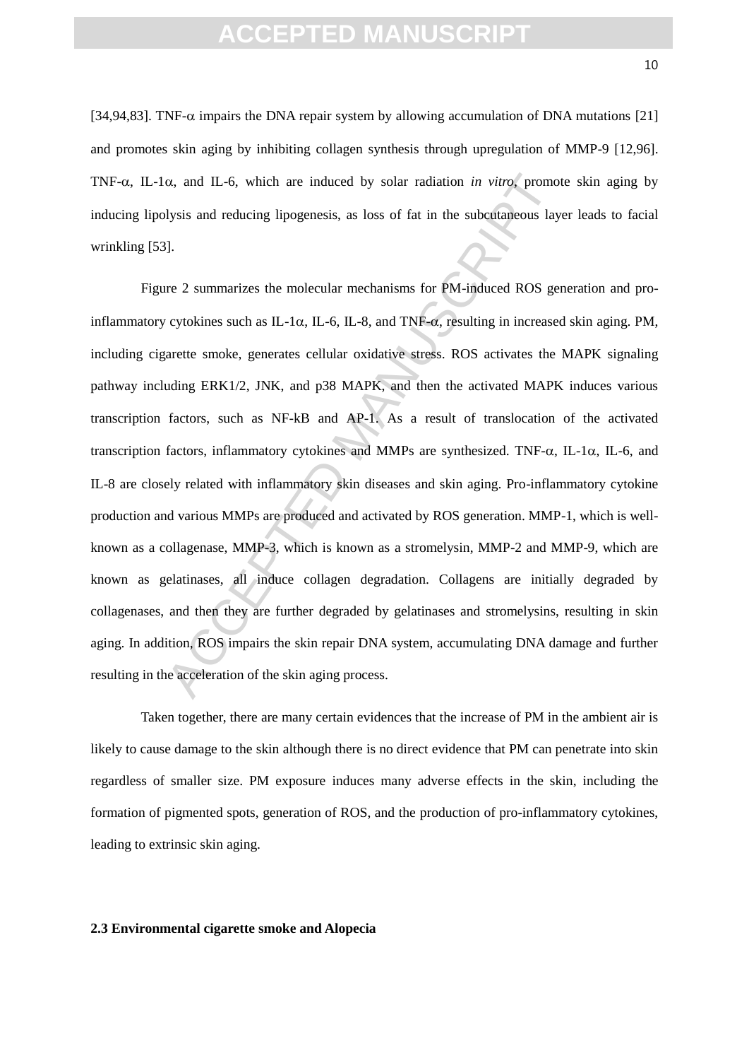[34,94,83]. TNF-$\alpha$ impairs the DNA repair system by allowing accumulation of DNA mutations [21] and promotes skin aging by inhibiting collagen synthesis through upregulation of MMP-9 [12,96]. TNF-$\alpha$, IL-1$\alpha$, and IL-6, which are induced by solar radiation *in vitro*, promote skin aging by inducing lipolysis and reducing lipogenesis, as loss of fat in the subcutaneous layer leads to facial wrinkling [53].

Figure 2 summarizes the molecular mechanisms for PM-induced ROS generation and pro-inflammatory cytokines such as IL-1$\alpha$, IL-6, IL-8, and TNF-$\alpha$, resulting in increased skin aging. PM, including cigarette smoke, generates cellular oxidative stress. ROS activates the MAPK signaling pathway including ERK1/2, JNK, and p38 MAPK, and then the activated MAPK induces various transcription factors, such as NF-kB and AP-1. As a result of translocation of the activated transcription factors, inflammatory cytokines and MMPs are synthesized. TNF-$\alpha$, IL-1$\alpha$, IL-6, and IL-8 are closely related with inflammatory skin diseases and skin aging. Pro-inflammatory cytokine production and various MMPs are produced and activated by ROS generation. MMP-1, which is well-known as a collagenase, MMP-3, which is known as a stromelysin, MMP-2 and MMP-9, which are known as gelatinases, all induce collagen degradation. Collagens are initially degraded by collagenases, and then they are further degraded by gelatinases and stromelysins, resulting in skin aging. In addition, ROS impairs the skin repair DNA system, accumulating DNA damage and further resulting in the acceleration of the skin aging process.

Taken together, there are many certain evidences that the increase of PM in the ambient air is likely to cause damage to the skin although there is no direct evidence that PM can penetrate into skin regardless of smaller size. PM exposure induces many adverse effects in the skin, including the formation of pigmented spots, generation of ROS, and the production of pro-inflammatory cytokines, leading to extrinsic skin aging.

**2.3 Environmental cigarette smoke and Alopecia**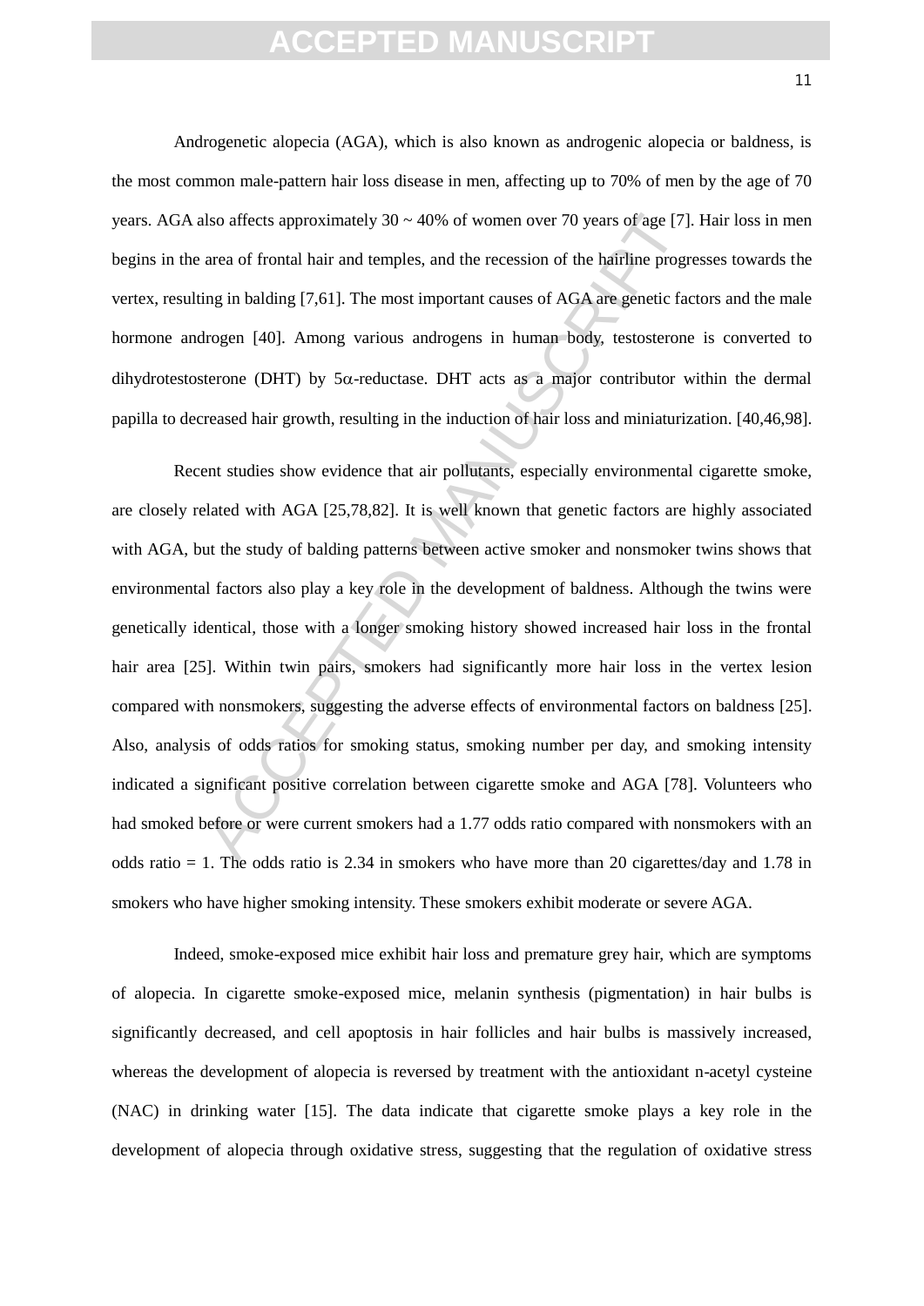Androgenetic alopecia (AGA), which is also known as androgenic alopecia or baldness, is the most common male-pattern hair loss disease in men, affecting up to 70% of men by the age of 70 years. AGA also affects approximately 30 ~ 40% of women over 70 years of age [7]. Hair loss in men begins in the area of frontal hair and temples, and the recession of the hairline progresses towards the vertex, resulting in balding [7,61]. The most important causes of AGA are genetic factors and the male hormone androgen [40]. Among various androgens in human body, testosterone is converted to dihydrotestosterone (DHT) by 5$\alpha$-reductase. DHT acts as a major contributor within the dermal papilla to decreased hair growth, resulting in the induction of hair loss and miniaturization. [40,46,98].

Recent studies show evidence that air pollutants, especially environmental cigarette smoke, are closely related with AGA [25,78,82]. It is well known that genetic factors are highly associated with AGA, but the study of balding patterns between active smoker and nonsmoker twins shows that environmental factors also play a key role in the development of baldness. Although the twins were genetically identical, those with a longer smoking history showed increased hair loss in the frontal hair area [25]. Within twin pairs, smokers had significantly more hair loss in the vertex lesion compared with nonsmokers, suggesting the adverse effects of environmental factors on baldness [25]. Also, analysis of odds ratios for smoking status, smoking number per day, and smoking intensity indicated a significant positive correlation between cigarette smoke and AGA [78]. Volunteers who had smoked before or were current smokers had a 1.77 odds ratio compared with nonsmokers with an odds ratio = 1. The odds ratio is 2.34 in smokers who have more than 20 cigarettes/day and 1.78 in smokers who have higher smoking intensity. These smokers exhibit moderate or severe AGA.

Indeed, smoke-exposed mice exhibit hair loss and premature grey hair, which are symptoms of alopecia. In cigarette smoke-exposed mice, melanin synthesis (pigmentation) in hair bulbs is significantly decreased, and cell apoptosis in hair follicles and hair bulbs is massively increased, whereas the development of alopecia is reversed by treatment with the antioxidant n-acetyl cysteine (NAC) in drinking water [15]. The data indicate that cigarette smoke plays a key role in the development of alopecia through oxidative stress, suggesting that the regulation of oxidative stress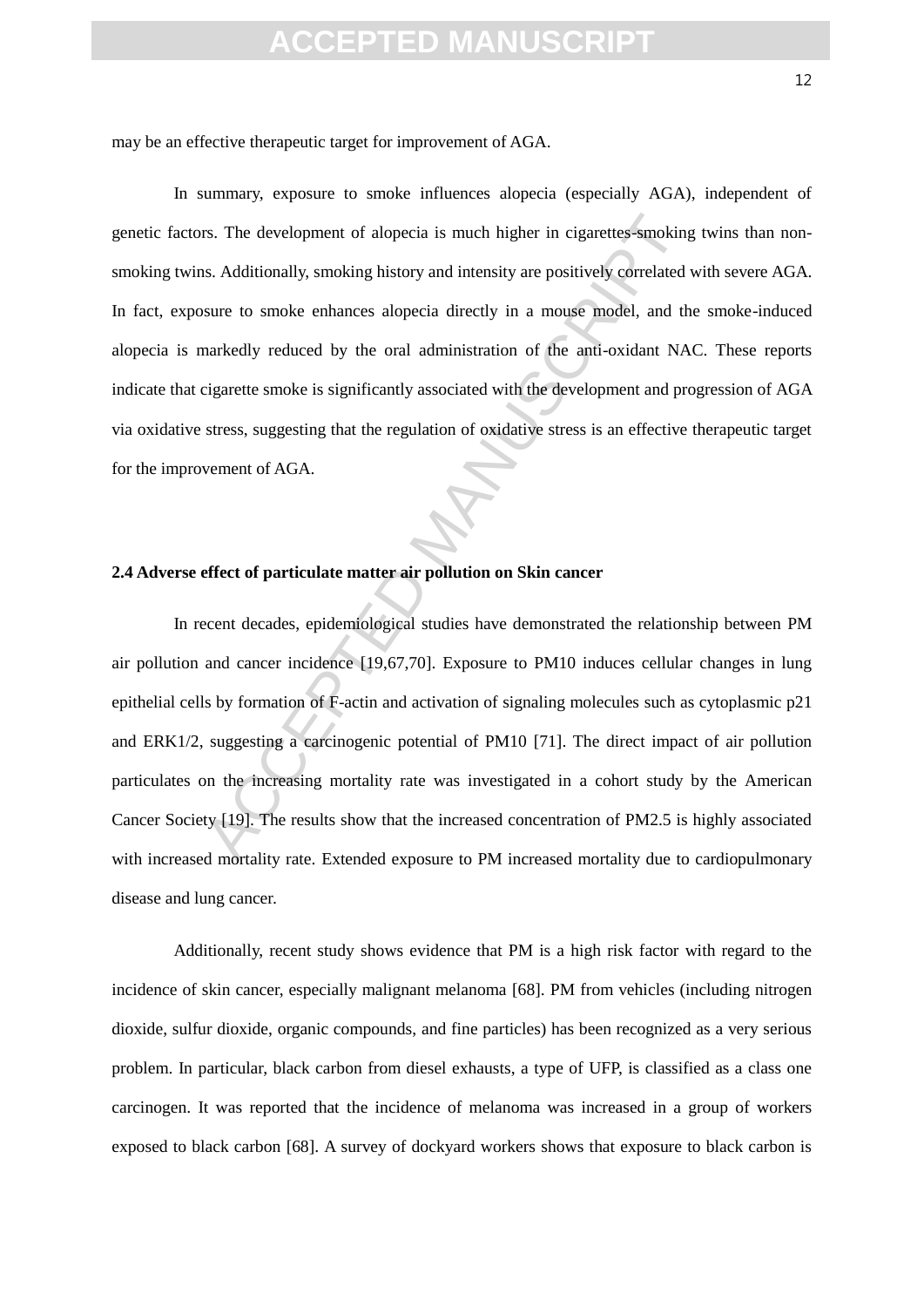may be an effective therapeutic target for improvement of AGA.

In summary, exposure to smoke influences alopecia (especially AGA), independent of genetic factors. The development of alopecia is much higher in cigarettes-smoking twins than non-smoking twins. Additionally, smoking history and intensity are positively correlated with severe AGA. In fact, exposure to smoke enhances alopecia directly in a mouse model, and the smoke-induced alopecia is markedly reduced by the oral administration of the anti-oxidant NAC. These reports indicate that cigarette smoke is significantly associated with the development and progression of AGA via oxidative stress, suggesting that the regulation of oxidative stress is an effective therapeutic target for the improvement of AGA.

### 2.4 Adverse effect of particulate matter air pollution on Skin cancer

In recent decades, epidemiological studies have demonstrated the relationship between PM air pollution and cancer incidence [19,67,70]. Exposure to PM10 induces cellular changes in lung epithelial cells by formation of F-actin and activation of signaling molecules such as cytoplasmic p21 and ERK1/2, suggesting a carcinogenic potential of PM10 [71]. The direct impact of air pollution particulates on the increasing mortality rate was investigated in a cohort study by the American Cancer Society [19]. The results show that the increased concentration of PM2.5 is highly associated with increased mortality rate. Extended exposure to PM increased mortality due to cardiopulmonary disease and lung cancer.

Additionally, recent study shows evidence that PM is a high risk factor with regard to the incidence of skin cancer, especially malignant melanoma [68]. PM from vehicles (including nitrogen dioxide, sulfur dioxide, organic compounds, and fine particles) has been recognized as a very serious problem. In particular, black carbon from diesel exhausts, a type of UFP, is classified as a class one carcinogen. It was reported that the incidence of melanoma was increased in a group of workers exposed to black carbon [68]. A survey of dockyard workers shows that exposure to black carbon is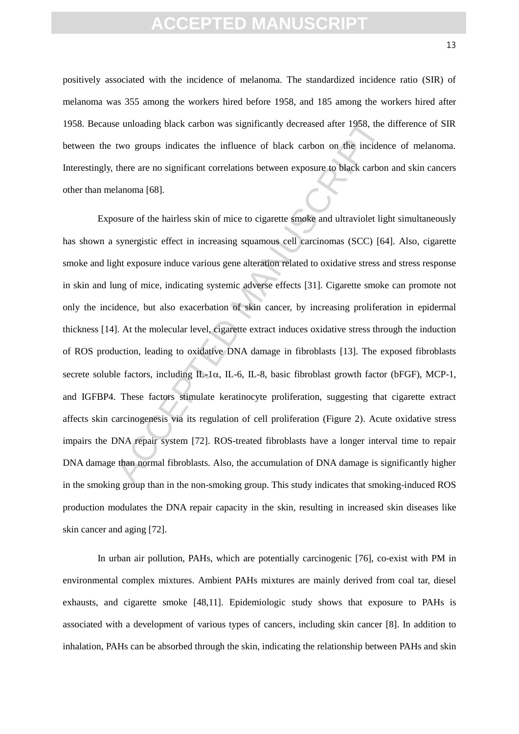positively associated with the incidence of melanoma. The standardized incidence ratio (SIR) of melanoma was 355 among the workers hired before 1958, and 185 among the workers hired after 1958. Because unloading black carbon was significantly decreased after 1958, the difference of SIR between the two groups indicates the influence of black carbon on the incidence of melanoma. Interestingly, there are no significant correlations between exposure to black carbon and skin cancers other than melanoma [68].

Exposure of the hairless skin of mice to cigarette smoke and ultraviolet light simultaneously has shown a synergistic effect in increasing squamous cell carcinomas (SCC) [64]. Also, cigarette smoke and light exposure induce various gene alteration related to oxidative stress and stress response in skin and lung of mice, indicating systemic adverse effects [31]. Cigarette smoke can promote not only the incidence, but also exacerbation of skin cancer, by increasing proliferation in epidermal thickness [14]. At the molecular level, cigarette extract induces oxidative stress through the induction of ROS production, leading to oxidative DNA damage in fibroblasts [13]. The exposed fibroblasts secrete soluble factors, including IL-1$\alpha$, IL-6, IL-8, basic fibroblast growth factor (bFGF), MCP-1, and IGFBP4. These factors stimulate keratinocyte proliferation, suggesting that cigarette extract affects skin carcinogenesis via its regulation of cell proliferation (Figure 2). Acute oxidative stress impairs the DNA repair system [72]. ROS-treated fibroblasts have a longer interval time to repair DNA damage than normal fibroblasts. Also, the accumulation of DNA damage is significantly higher in the smoking group than in the non-smoking group. This study indicates that smoking-induced ROS production modulates the DNA repair capacity in the skin, resulting in increased skin diseases like skin cancer and aging [72].

In urban air pollution, PAHs, which are potentially carcinogenic [76], co-exist with PM in environmental complex mixtures. Ambient PAHs mixtures are mainly derived from coal tar, diesel exhausts, and cigarette smoke [48,11]. Epidemiologic study shows that exposure to PAHs is associated with a development of various types of cancers, including skin cancer [8]. In addition to inhalation, PAHs can be absorbed through the skin, indicating the relationship between PAHs and skin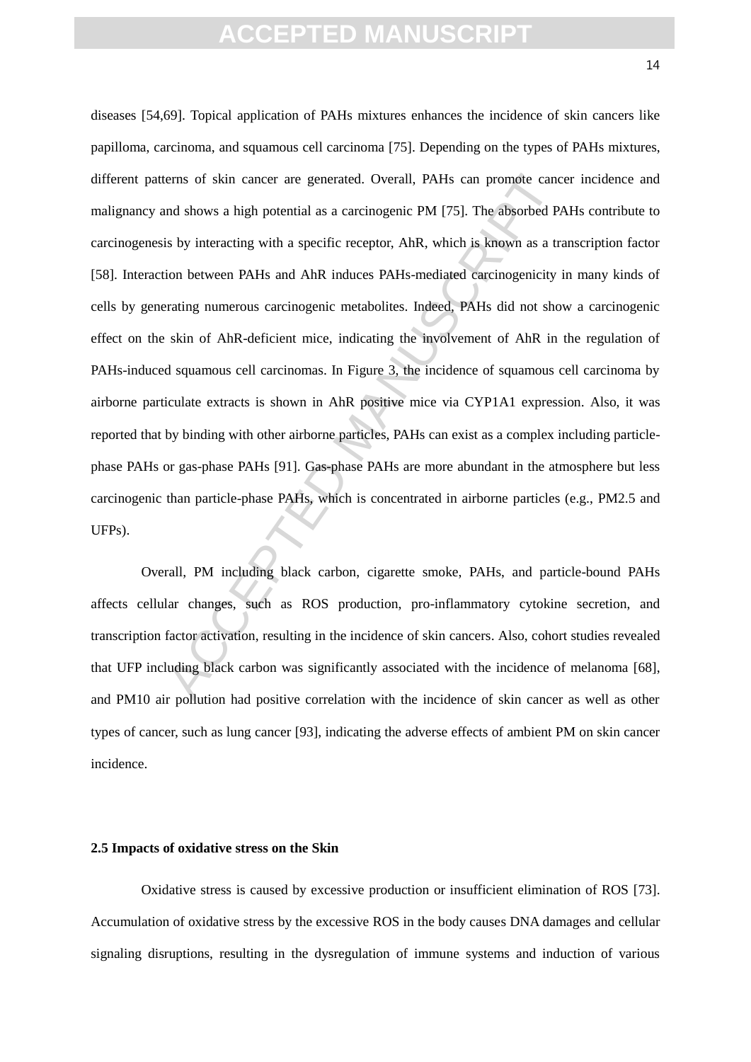diseases [54,69]. Topical application of PAHs mixtures enhances the incidence of skin cancers like papilloma, carcinoma, and squamous cell carcinoma [75]. Depending on the types of PAHs mixtures, different patterns of skin cancer are generated. Overall, PAHs can promote cancer incidence and malignancy and shows a high potential as a carcinogenic PM [75]. The absorbed PAHs contribute to carcinogenesis by interacting with a specific receptor, AhR, which is known as a transcription factor [58]. Interaction between PAHs and AhR induces PAHs-mediated carcinogenicity in many kinds of cells by generating numerous carcinogenic metabolites. Indeed, PAHs did not show a carcinogenic effect on the skin of AhR-deficient mice, indicating the involvement of AhR in the regulation of PAHs-induced squamous cell carcinomas. In Figure 3, the incidence of squamous cell carcinoma by airborne particulate extracts is shown in AhR positive mice via CYP1A1 expression. Also, it was reported that by binding with other airborne particles, PAHs can exist as a complex including particle-phase PAHs or gas-phase PAHs [91]. Gas-phase PAHs are more abundant in the atmosphere but less carcinogenic than particle-phase PAHs, which is concentrated in airborne particles (e.g., PM2.5 and UFPs).

Overall, PM including black carbon, cigarette smoke, PAHs, and particle-bound PAHs affects cellular changes, such as ROS production, pro-inflammatory cytokine secretion, and transcription factor activation, resulting in the incidence of skin cancers. Also, cohort studies revealed that UFP including black carbon was significantly associated with the incidence of melanoma [68], and PM10 air pollution had positive correlation with the incidence of skin cancer as well as other types of cancer, such as lung cancer [93], indicating the adverse effects of ambient PM on skin cancer incidence.

### 2.5 Impacts of oxidative stress on the Skin

Oxidative stress is caused by excessive production or insufficient elimination of ROS [73]. Accumulation of oxidative stress by the excessive ROS in the body causes DNA damages and cellular signaling disruptions, resulting in the dysregulation of immune systems and induction of various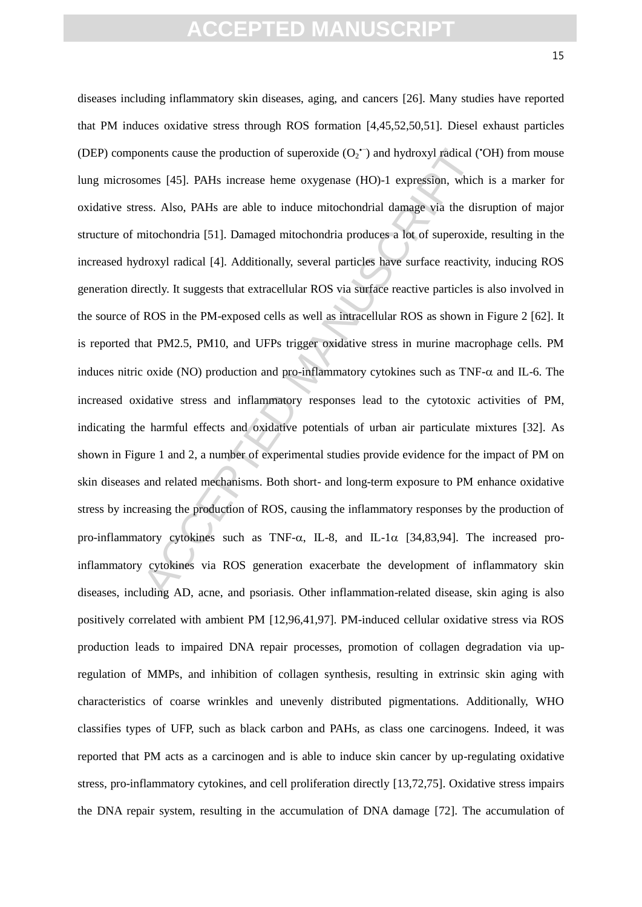diseases including inflammatory skin diseases, aging, and cancers [26]. Many studies have reported that PM induces oxidative stress through ROS formation [4,45,52,50,51]. Diesel exhaust particles (DEP) components cause the production of superoxide ($O_2^{\bullet -}$) and hydroxyl radical ($^{\bullet}OH$) from mouse lung microsomes [45]. PAHs increase heme oxygenase (HO)-1 expression, which is a marker for oxidative stress. Also, PAHs are able to induce mitochondrial damage via the disruption of major structure of mitochondria [51]. Damaged mitochondria produces a lot of superoxide, resulting in the increased hydroxyl radical [4]. Additionally, several particles have surface reactivity, inducing ROS generation directly. It suggests that extracellular ROS via surface reactive particles is also involved in the source of ROS in the PM-exposed cells as well as intracellular ROS as shown in Figure 2 [62]. It is reported that PM2.5, PM10, and UFPs trigger oxidative stress in murine macrophage cells. PM induces nitric oxide (NO) production and pro-inflammatory cytokines such as TNF-$\alpha$ and IL-6. The increased oxidative stress and inflammatory responses lead to the cytotoxic activities of PM, indicating the harmful effects and oxidative potentials of urban air particulate mixtures [32]. As shown in Figure 1 and 2, a number of experimental studies provide evidence for the impact of PM on skin diseases and related mechanisms. Both short- and long-term exposure to PM enhance oxidative stress by increasing the production of ROS, causing the inflammatory responses by the production of pro-inflammatory cytokines such as TNF-$\alpha$, IL-8, and IL-1$\alpha$ [34,83,94]. The increased pro-inflammatory cytokines via ROS generation exacerbate the development of inflammatory skin diseases, including AD, acne, and psoriasis. Other inflammation-related disease, skin aging is also positively correlated with ambient PM [12,96,41,97]. PM-induced cellular oxidative stress via ROS production leads to impaired DNA repair processes, promotion of collagen degradation via up-regulation of MMPs, and inhibition of collagen synthesis, resulting in extrinsic skin aging with characteristics of coarse wrinkles and unevenly distributed pigmentations. Additionally, WHO classifies types of UFP, such as black carbon and PAHs, as class one carcinogens. Indeed, it was reported that PM acts as a carcinogen and is able to induce skin cancer by up-regulating oxidative stress, pro-inflammatory cytokines, and cell proliferation directly [13,72,75]. Oxidative stress impairs the DNA repair system, resulting in the accumulation of DNA damage [72]. The accumulation of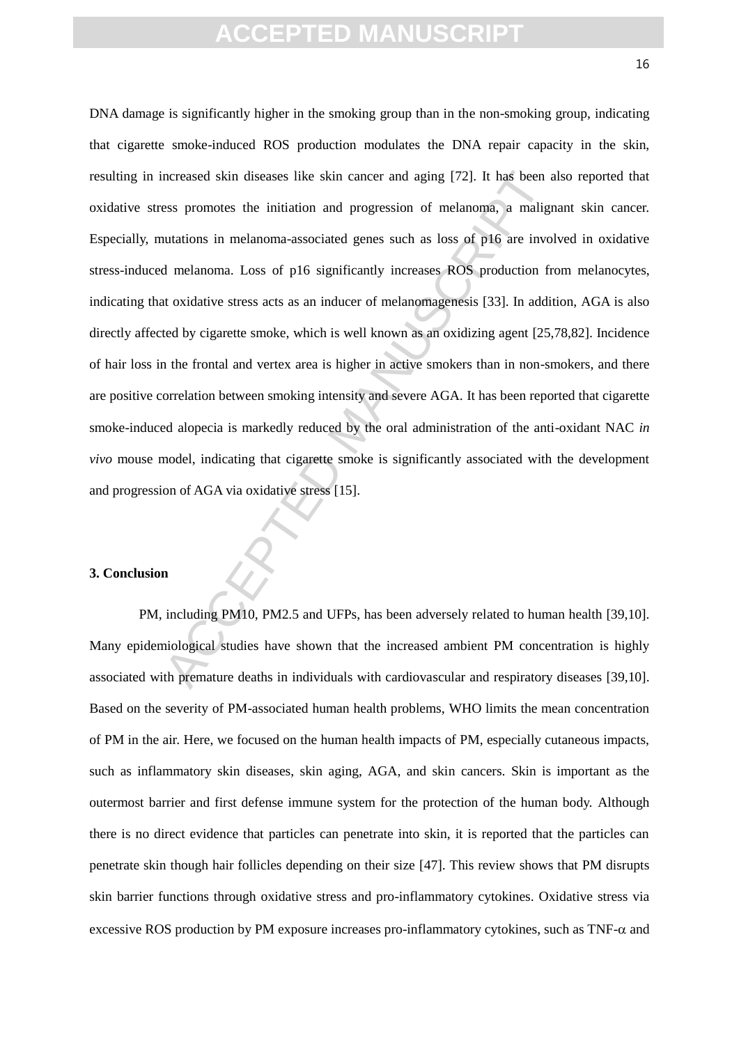DNA damage is significantly higher in the smoking group than in the non-smoking group, indicating that cigarette smoke-induced ROS production modulates the DNA repair capacity in the skin, resulting in increased skin diseases like skin cancer and aging [72]. It has been also reported that oxidative stress promotes the initiation and progression of melanoma, a malignant skin cancer. Especially, mutations in melanoma-associated genes such as loss of p16 are involved in oxidative stress-induced melanoma. Loss of p16 significantly increases ROS production from melanocytes, indicating that oxidative stress acts as an inducer of melanomagenesis [33]. In addition, AGA is also directly affected by cigarette smoke, which is well known as an oxidizing agent [25,78,82]. Incidence of hair loss in the frontal and vertex area is higher in active smokers than in non-smokers, and there are positive correlation between smoking intensity and severe AGA. It has been reported that cigarette smoke-induced alopecia is markedly reduced by the oral administration of the anti-oxidant NAC *in vivo* mouse model, indicating that cigarette smoke is significantly associated with the development and progression of AGA via oxidative stress [15].

## 3. Conclusion

PM, including PM10, PM2.5 and UFPs, has been adversely related to human health [39,10]. Many epidemiological studies have shown that the increased ambient PM concentration is highly associated with premature deaths in individuals with cardiovascular and respiratory diseases [39,10]. Based on the severity of PM-associated human health problems, WHO limits the mean concentration of PM in the air. Here, we focused on the human health impacts of PM, especially cutaneous impacts, such as inflammatory skin diseases, skin aging, AGA, and skin cancers. Skin is important as the outermost barrier and first defense immune system for the protection of the human body. Although there is no direct evidence that particles can penetrate into skin, it is reported that the particles can penetrate skin though hair follicles depending on their size [47]. This review shows that PM disrupts skin barrier functions through oxidative stress and pro-inflammatory cytokines. Oxidative stress via excessive ROS production by PM exposure increases pro-inflammatory cytokines, such as TNF-$\alpha$ and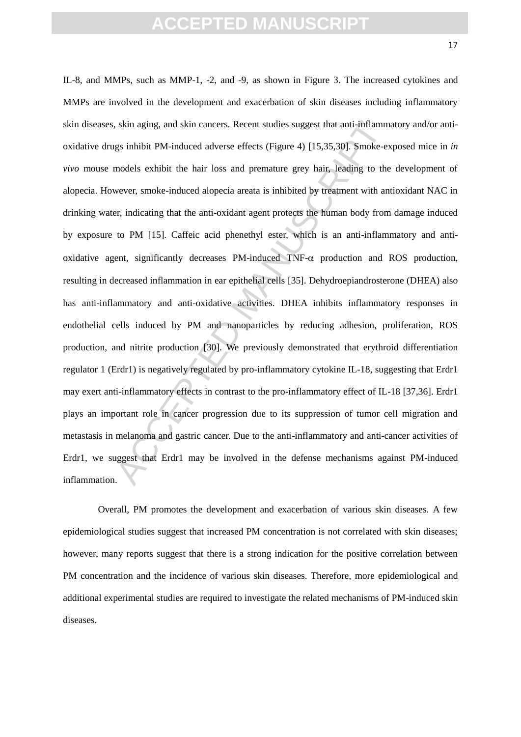IL-8, and MMPs, such as MMP-1, -2, and -9, as shown in Figure 3. The increased cytokines and MMPs are involved in the development and exacerbation of skin diseases including inflammatory skin diseases, skin aging, and skin cancers. Recent studies suggest that anti-inflammatory and/or anti-oxidative drugs inhibit PM-induced adverse effects (Figure 4) [15,35,30]. Smoke-exposed mice in *in vivo* mouse models exhibit the hair loss and premature grey hair, leading to the development of alopecia. However, smoke-induced alopecia areata is inhibited by treatment with antioxidant NAC in drinking water, indicating that the anti-oxidant agent protects the human body from damage induced by exposure to PM [15]. Caffeic acid phenethyl ester, which is an anti-inflammatory and anti-oxidative agent, significantly decreases PM-induced TNF-$\alpha$ production and ROS production, resulting in decreased inflammation in ear epithelial cells [35]. Dehydroepiandrosterone (DHEA) also has anti-inflammatory and anti-oxidative activities. DHEA inhibits inflammatory responses in endothelial cells induced by PM and nanoparticles by reducing adhesion, proliferation, ROS production, and nitrite production [30]. We previously demonstrated that erythroid differentiation regulator 1 (Erdr1) is negatively regulated by pro-inflammatory cytokine IL-18, suggesting that Erdr1 may exert anti-inflammatory effects in contrast to the pro-inflammatory effect of IL-18 [37,36]. Erdr1 plays an important role in cancer progression due to its suppression of tumor cell migration and metastasis in melanoma and gastric cancer. Due to the anti-inflammatory and anti-cancer activities of Erdr1, we suggest that Erdr1 may be involved in the defense mechanisms against PM-induced inflammation.

Overall, PM promotes the development and exacerbation of various skin diseases. A few epidemiological studies suggest that increased PM concentration is not correlated with skin diseases; however, many reports suggest that there is a strong indication for the positive correlation between PM concentration and the incidence of various skin diseases. Therefore, more epidemiological and additional experimental studies are required to investigate the related mechanisms of PM-induced skin diseases.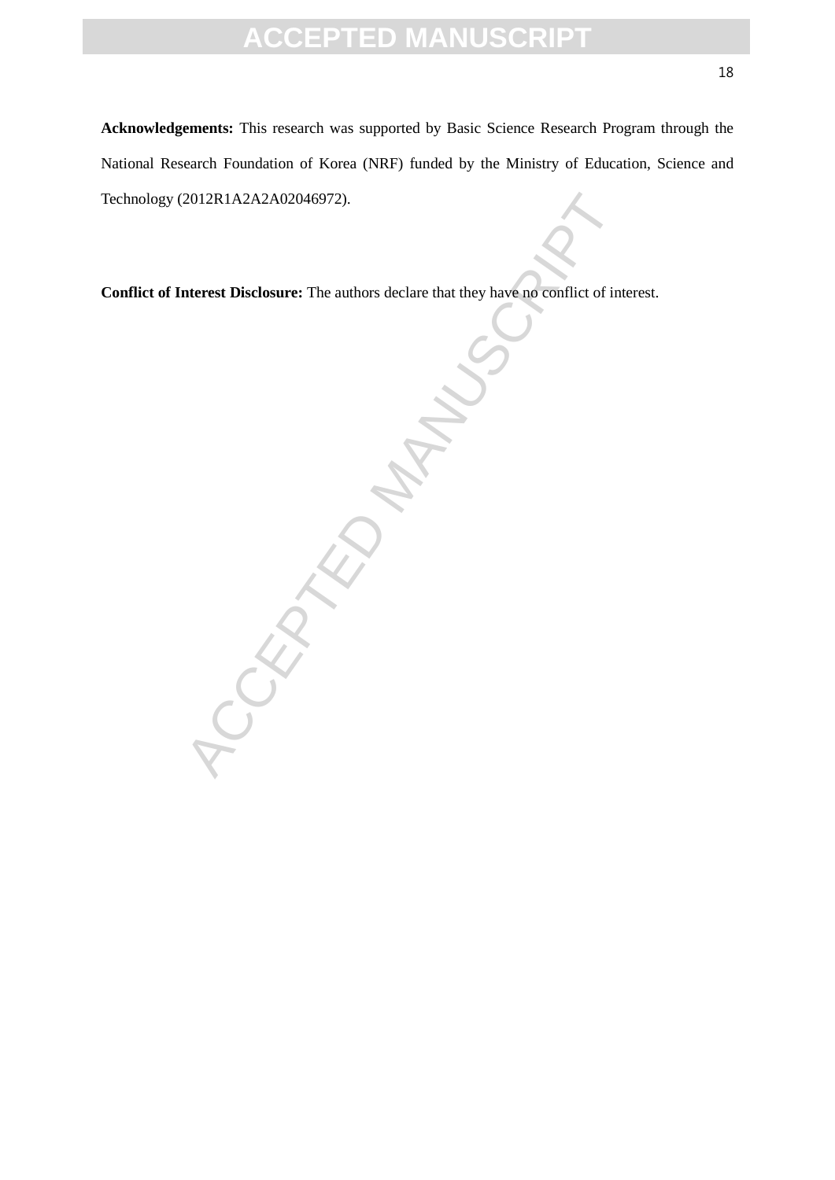**Acknowledgements:** This research was supported by Basic Science Research Program through the National Research Foundation of Korea (NRF) funded by the Ministry of Education, Science and Technology (2012R1A2A2A02046972).

**Conflict of Interest Disclosure:** The authors declare that they have no conflict of interest.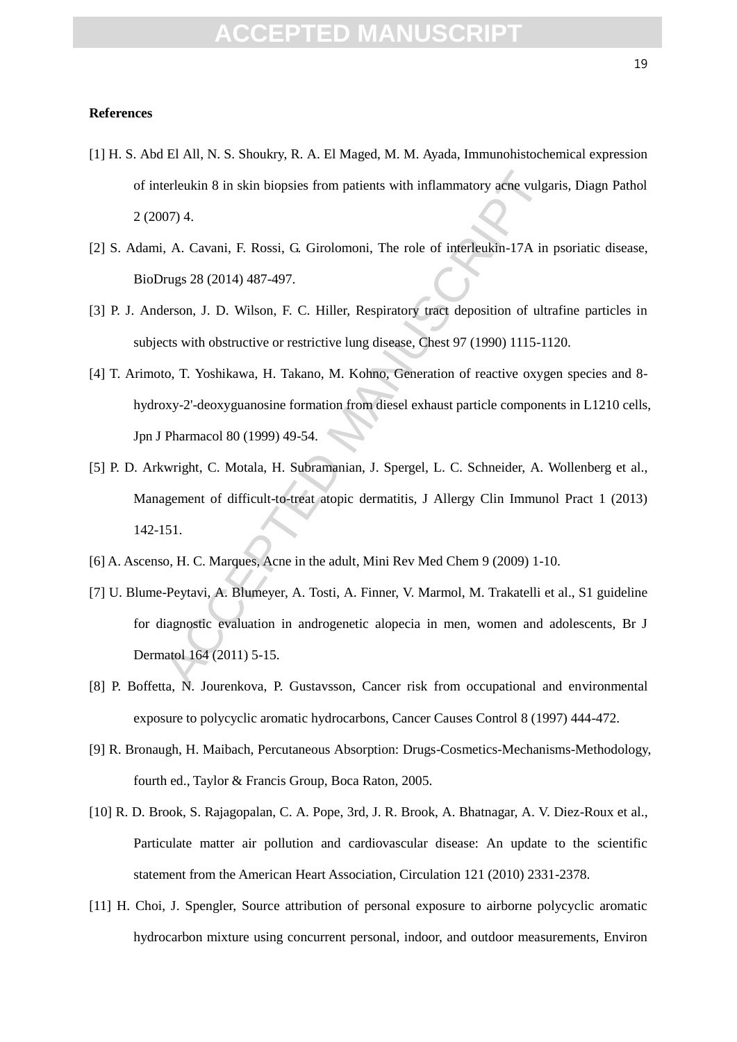**References**

[1] H. S. Abd El All, N. S. Shoukry, R. A. El Maged, M. M. Ayada, Immunohistochemical expression of interleukin 8 in skin biopsies from patients with inflammatory acne vulgaris, Diagn Pathol 2 (2007) 4.

[2] S. Adami, A. Cavani, F. Rossi, G. Girolomoni, The role of interleukin-17A in psoriatic disease, BioDrugs 28 (2014) 487-497.

[3] P. J. Anderson, J. D. Wilson, F. C. Hiller, Respiratory tract deposition of ultrafine particles in subjects with obstructive or restrictive lung disease, Chest 97 (1990) 1115-1120.

[4] T. Arimoto, T. Yoshikawa, H. Takano, M. Kohno, Generation of reactive oxygen species and 8-hydroxy-2'-deoxyguanosine formation from diesel exhaust particle components in L1210 cells, Jpn J Pharmacol 80 (1999) 49-54.

[5] P. D. Arkwright, C. Motala, H. Subramanian, J. Spergel, L. C. Schneider, A. Wollenberg et al., Management of difficult-to-treat atopic dermatitis, J Allergy Clin Immunol Pract 1 (2013) 142-151.

[6] A. Ascenso, H. C. Marques, Acne in the adult, Mini Rev Med Chem 9 (2009) 1-10.

[7] U. Blume-Peytavi, A. Blumeyer, A. Tosti, A. Finner, V. Marmol, M. Trakatelli et al., S1 guideline for diagnostic evaluation in androgenetic alopecia in men, women and adolescents, Br J Dermatol 164 (2011) 5-15.

[8] P. Boffetta, N. Jourenkova, P. Gustavsson, Cancer risk from occupational and environmental exposure to polycyclic aromatic hydrocarbons, Cancer Causes Control 8 (1997) 444-472.

[9] R. Bronaugh, H. Maibach, Percutaneous Absorption: Drugs-Cosmetics-Mechanisms-Methodology, fourth ed., Taylor & Francis Group, Boca Raton, 2005.

[10] R. D. Brook, S. Rajagopalan, C. A. Pope, 3rd, J. R. Brook, A. Bhatnagar, A. V. Diez-Roux et al., Particulate matter air pollution and cardiovascular disease: An update to the scientific statement from the American Heart Association, Circulation 121 (2010) 2331-2378.

[11] H. Choi, J. Spengler, Source attribution of personal exposure to airborne polycyclic aromatic hydrocarbon mixture using concurrent personal, indoor, and outdoor measurements, Environ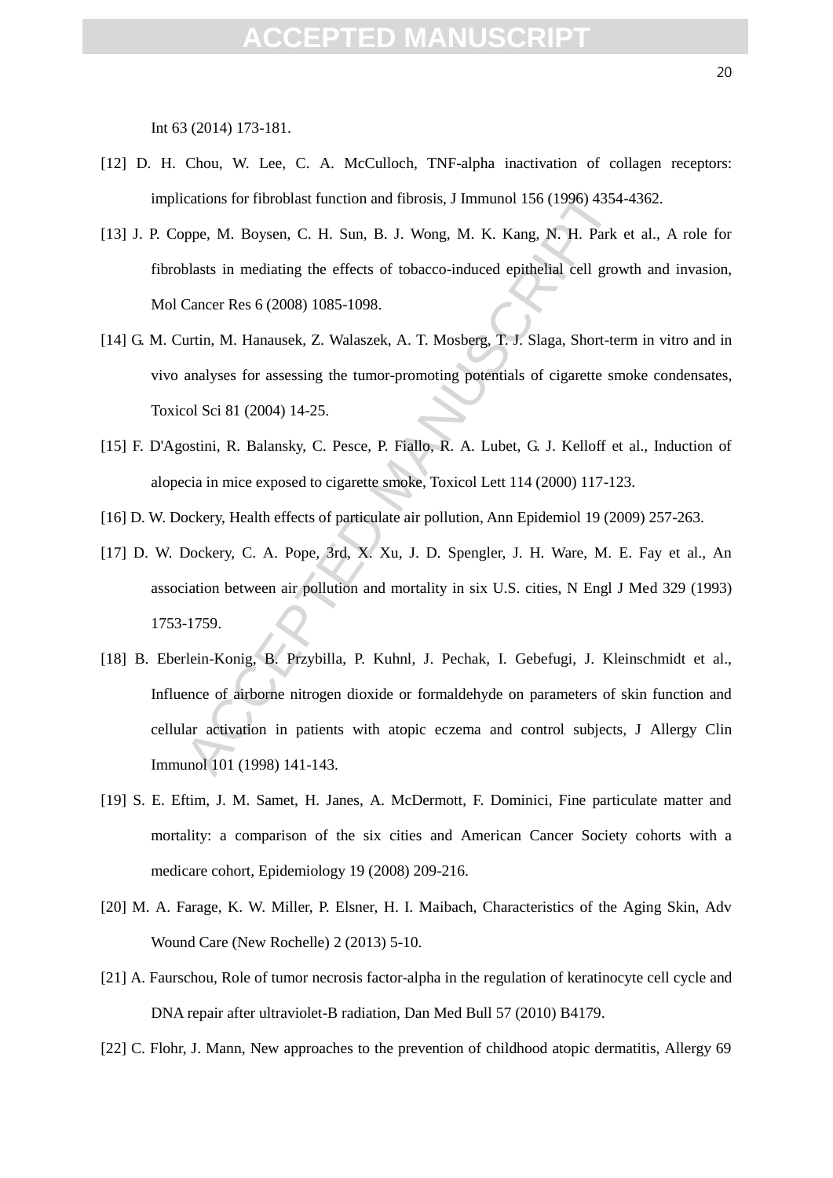Int 63 (2014) 173-181.

[12] D. H. Chou, W. Lee, C. A. McCulloch, TNF-alpha inactivation of collagen receptors: implications for fibroblast function and fibrosis, J Immunol 156 (1996) 4354-4362.

[13] J. P. Coppe, M. Boysen, C. H. Sun, B. J. Wong, M. K. Kang, N. H. Park et al., A role for fibroblasts in mediating the effects of tobacco-induced epithelial cell growth and invasion, Mol Cancer Res 6 (2008) 1085-1098.

[14] G. M. Curtin, M. Hanausek, Z. Walaszek, A. T. Mosberg, T. J. Slaga, Short-term in vitro and in vivo analyses for assessing the tumor-promoting potentials of cigarette smoke condensates, Toxicol Sci 81 (2004) 14-25.

[15] F. D'Agostini, R. Balansky, C. Pesce, P. Fiallo, R. A. Lubet, G. J. Kelloff et al., Induction of alopecia in mice exposed to cigarette smoke, Toxicol Lett 114 (2000) 117-123.

[16] D. W. Dockery, Health effects of particulate air pollution, Ann Epidemiol 19 (2009) 257-263.

[17] D. W. Dockery, C. A. Pope, 3rd, X. Xu, J. D. Spengler, J. H. Ware, M. E. Fay et al., An association between air pollution and mortality in six U.S. cities, N Engl J Med 329 (1993) 1753-1759.

[18] B. Eberlein-Konig, B. Przybilla, P. Kuhnl, J. Pechak, I. Gebefugi, J. Kleinschmidt et al., Influence of airborne nitrogen dioxide or formaldehyde on parameters of skin function and cellular activation in patients with atopic eczema and control subjects, J Allergy Clin Immunol 101 (1998) 141-143.

[19] S. E. Eftim, J. M. Samet, H. Janes, A. McDermott, F. Dominici, Fine particulate matter and mortality: a comparison of the six cities and American Cancer Society cohorts with a medicare cohort, Epidemiology 19 (2008) 209-216.

[20] M. A. Farage, K. W. Miller, P. Elsner, H. I. Maibach, Characteristics of the Aging Skin, Adv Wound Care (New Rochelle) 2 (2013) 5-10.

[21] A. Faurschou, Role of tumor necrosis factor-alpha in the regulation of keratinocyte cell cycle and DNA repair after ultraviolet-B radiation, Dan Med Bull 57 (2010) B4179.

[22] C. Flohr, J. Mann, New approaches to the prevention of childhood atopic dermatitis, Allergy 69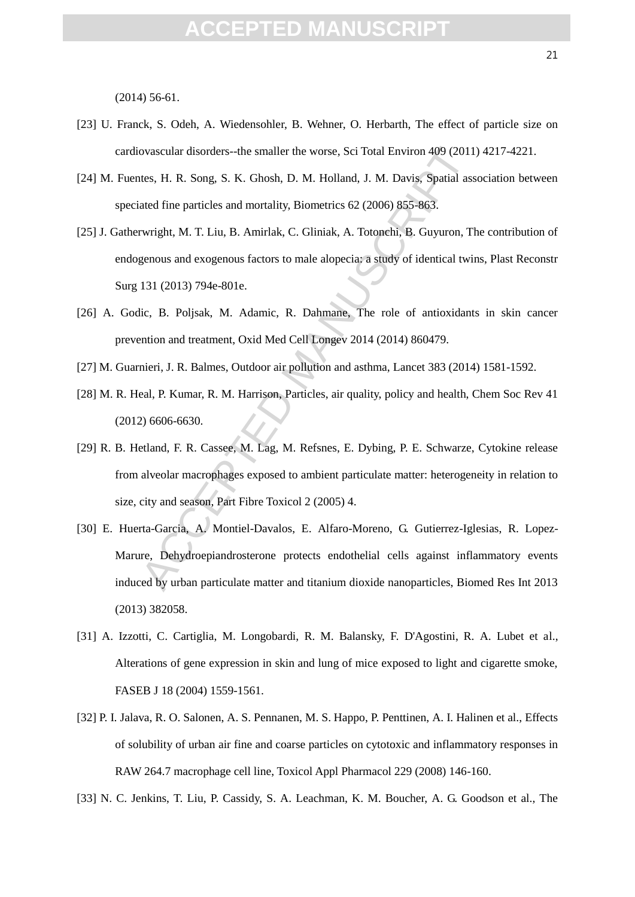(2014) 56-61.

[23] U. Franck, S. Odeh, A. Wiedensohler, B. Wehner, O. Herbarth, The effect of particle size on cardiovascular disorders--the smaller the worse, Sci Total Environ 409 (2011) 4217-4221.

[24] M. Fuentes, H. R. Song, S. K. Ghosh, D. M. Holland, J. M. Davis, Spatial association between speciated fine particles and mortality, Biometrics 62 (2006) 855-863.

[25] J. Gatherwright, M. T. Liu, B. Amirlak, C. Gliniak, A. Totonchi, B. Guyuron, The contribution of endogenous and exogenous factors to male alopecia: a study of identical twins, Plast Reconstr Surg 131 (2013) 794e-801e.

[26] A. Godic, B. Poljsak, M. Adamic, R. Dahmane, The role of antioxidants in skin cancer prevention and treatment, Oxid Med Cell Longev 2014 (2014) 860479.

[27] M. Guarnieri, J. R. Balmes, Outdoor air pollution and asthma, Lancet 383 (2014) 1581-1592.

[28] M. R. Heal, P. Kumar, R. M. Harrison, Particles, air quality, policy and health, Chem Soc Rev 41 (2012) 6606-6630.

[29] R. B. Hetland, F. R. Cassee, M. Lag, M. Refsnes, E. Dybing, P. E. Schwarze, Cytokine release from alveolar macrophages exposed to ambient particulate matter: heterogeneity in relation to size, city and season, Part Fibre Toxicol 2 (2005) 4.

[30] E. Huerta-Garcia, A. Montiel-Davalos, E. Alfaro-Moreno, G. Gutierrez-Iglesias, R. Lopez-Marure, Dehydroepiandrosterone protects endothelial cells against inflammatory events induced by urban particulate matter and titanium dioxide nanoparticles, Biomed Res Int 2013 (2013) 382058.

[31] A. Izzotti, C. Cartiglia, M. Longobardi, R. M. Balansky, F. D'Agostini, R. A. Lubet et al., Alterations of gene expression in skin and lung of mice exposed to light and cigarette smoke, FASEB J 18 (2004) 1559-1561.

[32] P. I. Jalava, R. O. Salonen, A. S. Pennanen, M. S. Happo, P. Penttinen, A. I. Halinen et al., Effects of solubility of urban air fine and coarse particles on cytotoxic and inflammatory responses in RAW 264.7 macrophage cell line, Toxicol Appl Pharmacol 229 (2008) 146-160.

[33] N. C. Jenkins, T. Liu, P. Cassidy, S. A. Leachman, K. M. Boucher, A. G. Goodson et al., The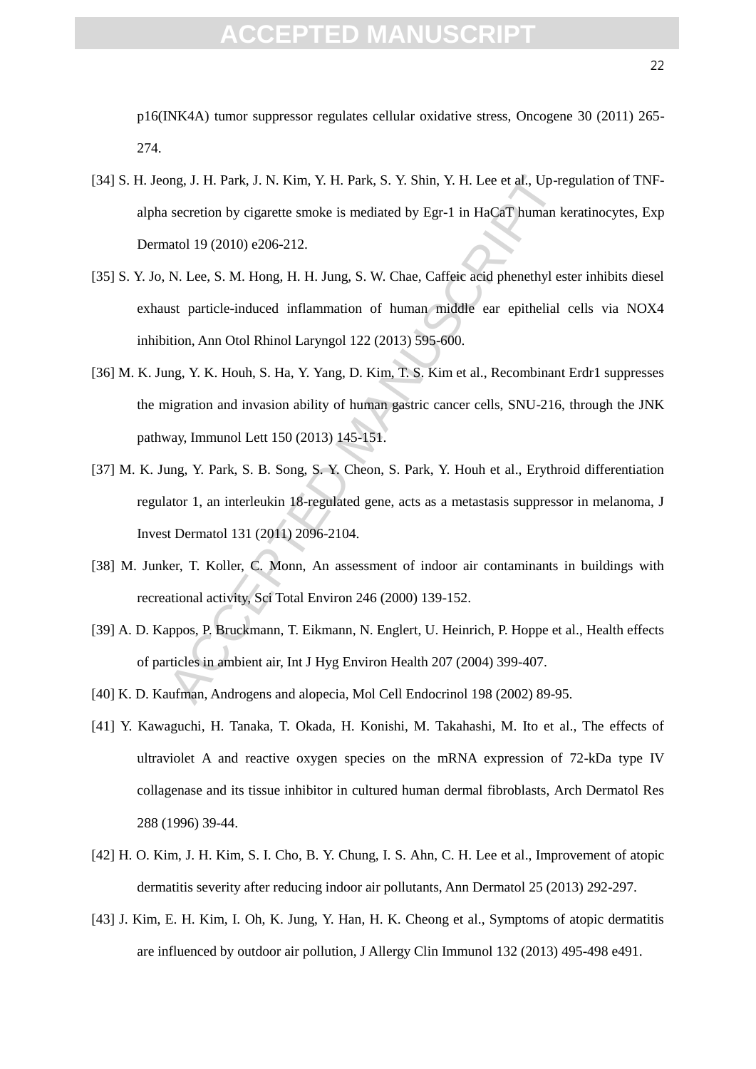p16(INK4A) tumor suppressor regulates cellular oxidative stress, Oncogene 30 (2011) 265-274.

[34] S. H. Jeong, J. H. Park, J. N. Kim, Y. H. Park, S. Y. Shin, Y. H. Lee et al., Up-regulation of TNF-alpha secretion by cigarette smoke is mediated by Egr-1 in HaCaT human keratinocytes, Exp Dermatol 19 (2010) e206-212.

[35] S. Y. Jo, N. Lee, S. M. Hong, H. H. Jung, S. W. Chae, Caffeic acid phenethyl ester inhibits diesel exhaust particle-induced inflammation of human middle ear epithelial cells via NOX4 inhibition, Ann Otol Rhinol Laryngol 122 (2013) 595-600.

[36] M. K. Jung, Y. K. Houh, S. Ha, Y. Yang, D. Kim, T. S. Kim et al., Recombinant Erdr1 suppresses the migration and invasion ability of human gastric cancer cells, SNU-216, through the JNK pathway, Immunol Lett 150 (2013) 145-151.

[37] M. K. Jung, Y. Park, S. B. Song, S. Y. Cheon, S. Park, Y. Houh et al., Erythroid differentiation regulator 1, an interleukin 18-regulated gene, acts as a metastasis suppressor in melanoma, J Invest Dermatol 131 (2011) 2096-2104.

[38] M. Junker, T. Koller, C. Monn, An assessment of indoor air contaminants in buildings with recreational activity, Sci Total Environ 246 (2000) 139-152.

[39] A. D. Kappos, P. Bruckmann, T. Eikmann, N. Englert, U. Heinrich, P. Hoppe et al., Health effects of particles in ambient air, Int J Hyg Environ Health 207 (2004) 399-407.

[40] K. D. Kaufman, Androgens and alopecia, Mol Cell Endocrinol 198 (2002) 89-95.

[41] Y. Kawaguchi, H. Tanaka, T. Okada, H. Konishi, M. Takahashi, M. Ito et al., The effects of ultraviolet A and reactive oxygen species on the mRNA expression of 72-kDa type IV collagenase and its tissue inhibitor in cultured human dermal fibroblasts, Arch Dermatol Res 288 (1996) 39-44.

[42] H. O. Kim, J. H. Kim, S. I. Cho, B. Y. Chung, I. S. Ahn, C. H. Lee et al., Improvement of atopic dermatitis severity after reducing indoor air pollutants, Ann Dermatol 25 (2013) 292-297.

[43] J. Kim, E. H. Kim, I. Oh, K. Jung, Y. Han, H. K. Cheong et al., Symptoms of atopic dermatitis are influenced by outdoor air pollution, J Allergy Clin Immunol 132 (2013) 495-498 e491.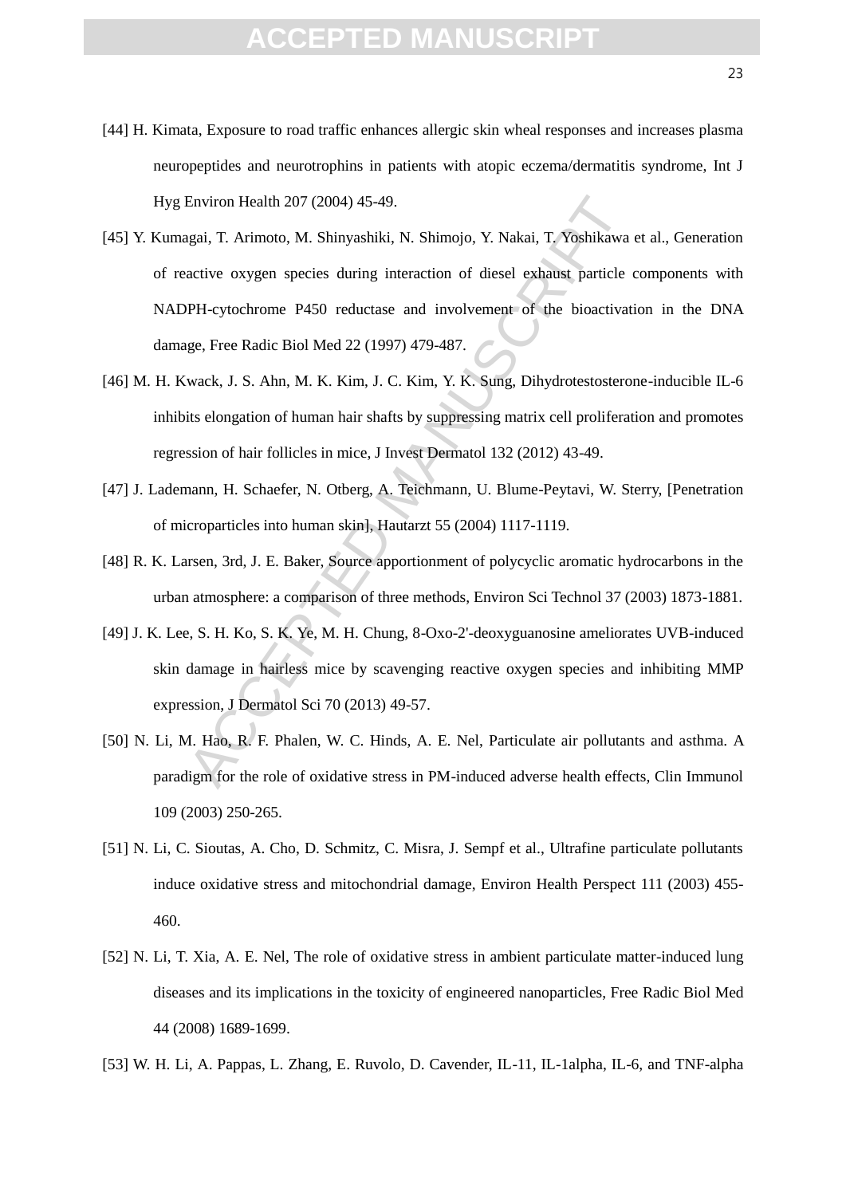[44] H. Kimata, Exposure to road traffic enhances allergic skin wheal responses and increases plasma neuropeptides and neurotrophins in patients with atopic eczema/dermatitis syndrome, Int J Hyg Environ Health 207 (2004) 45-49.

[45] Y. Kumagai, T. Arimoto, M. Shinyashiki, N. Shimojo, Y. Nakai, T. Yoshikawa et al., Generation of reactive oxygen species during interaction of diesel exhaust particle components with NADPH-cytochrome P450 reductase and involvement of the bioactivation in the DNA damage, Free Radic Biol Med 22 (1997) 479-487.

[46] M. H. Kwack, J. S. Ahn, M. K. Kim, J. C. Kim, Y. K. Sung, Dihydrotestosterone-inducible IL-6 inhibits elongation of human hair shafts by suppressing matrix cell proliferation and promotes regression of hair follicles in mice, J Invest Dermatol 132 (2012) 43-49.

[47] J. Lademann, H. Schaefer, N. Otberg, A. Teichmann, U. Blume-Peytavi, W. Sterry, [Penetration of microparticles into human skin], Hautarzt 55 (2004) 1117-1119.

[48] R. K. Larsen, 3rd, J. E. Baker, Source apportionment of polycyclic aromatic hydrocarbons in the urban atmosphere: a comparison of three methods, Environ Sci Technol 37 (2003) 1873-1881.

[49] J. K. Lee, S. H. Ko, S. K. Ye, M. H. Chung, 8-Oxo-2'-deoxyguanosine ameliorates UVB-induced skin damage in hairless mice by scavenging reactive oxygen species and inhibiting MMP expression, J Dermatol Sci 70 (2013) 49-57.

[50] N. Li, M. Hao, R. F. Phalen, W. C. Hinds, A. E. Nel, Particulate air pollutants and asthma. A paradigm for the role of oxidative stress in PM-induced adverse health effects, Clin Immunol 109 (2003) 250-265.

[51] N. Li, C. Sioutas, A. Cho, D. Schmitz, C. Misra, J. Sempf et al., Ultrafine particulate pollutants induce oxidative stress and mitochondrial damage, Environ Health Perspect 111 (2003) 455-460.

[52] N. Li, T. Xia, A. E. Nel, The role of oxidative stress in ambient particulate matter-induced lung diseases and its implications in the toxicity of engineered nanoparticles, Free Radic Biol Med 44 (2008) 1689-1699.

[53] W. H. Li, A. Pappas, L. Zhang, E. Ruvolo, D. Cavender, IL-11, IL-1alpha, IL-6, and TNF-alpha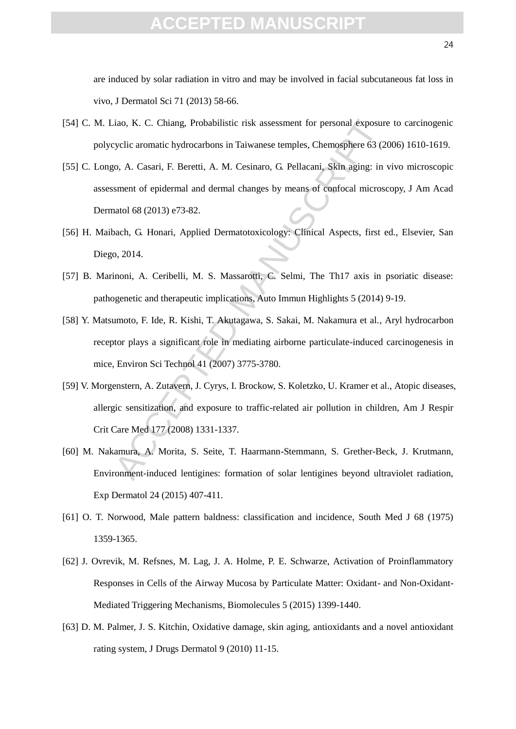are induced by solar radiation in vitro and may be involved in facial subcutaneous fat loss in vivo, J Dermatol Sci 71 (2013) 58-66.

[54] C. M. Liao, K. C. Chiang, Probabilistic risk assessment for personal exposure to carcinogenic polycyclic aromatic hydrocarbons in Taiwanese temples, Chemosphere 63 (2006) 1610-1619.

[55] C. Longo, A. Casari, F. Beretti, A. M. Cesinaro, G. Pellacani, Skin aging: in vivo microscopic assessment of epidermal and dermal changes by means of confocal microscopy, J Am Acad Dermatol 68 (2013) e73-82.

[56] H. Maibach, G. Honari, Applied Dermatotoxicology: Clinical Aspects, first ed., Elsevier, San Diego, 2014.

[57] B. Marinoni, A. Ceribelli, M. S. Massarotti, C. Selmi, The Th17 axis in psoriatic disease: pathogenetic and therapeutic implications, Auto Immun Highlights 5 (2014) 9-19.

[58] Y. Matsumoto, F. Ide, R. Kishi, T. Akutagawa, S. Sakai, M. Nakamura et al., Aryl hydrocarbon receptor plays a significant role in mediating airborne particulate-induced carcinogenesis in mice, Environ Sci Technol 41 (2007) 3775-3780.

[59] V. Morgenstern, A. Zutavern, J. Cyrys, I. Brockow, S. Koletzko, U. Kramer et al., Atopic diseases, allergic sensitization, and exposure to traffic-related air pollution in children, Am J Respir Crit Care Med 177 (2008) 1331-1337.

[60] M. Nakamura, A. Morita, S. Seite, T. Haarmann-Stemmann, S. Grether-Beck, J. Krutmann, Environment-induced lentigines: formation of solar lentigines beyond ultraviolet radiation, Exp Dermatol 24 (2015) 407-411.

[61] O. T. Norwood, Male pattern baldness: classification and incidence, South Med J 68 (1975) 1359-1365.

[62] J. Ovrevik, M. Refsnes, M. Lag, J. A. Holme, P. E. Schwarze, Activation of Proinflammatory Responses in Cells of the Airway Mucosa by Particulate Matter: Oxidant- and Non-Oxidant-Mediated Triggering Mechanisms, Biomolecules 5 (2015) 1399-1440.

[63] D. M. Palmer, J. S. Kitchin, Oxidative damage, skin aging, antioxidants and a novel antioxidant rating system, J Drugs Dermatol 9 (2010) 11-15.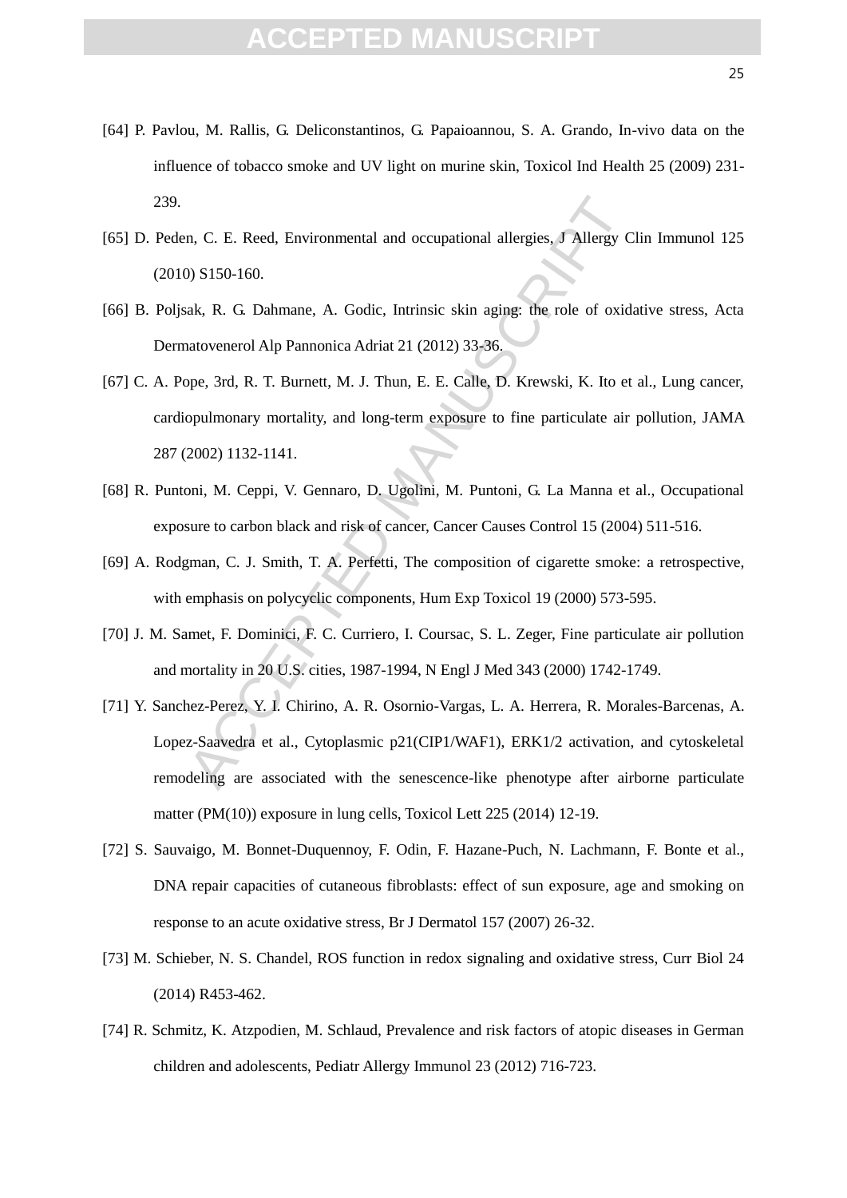[64] P. Pavlou, M. Rallis, G. Deliconstantinos, G. Papaioannou, S. A. Grando, In-vivo data on the influence of tobacco smoke and UV light on murine skin, Toxicol Ind Health 25 (2009) 231-239.

[65] D. Peden, C. E. Reed, Environmental and occupational allergies, J Allergy Clin Immunol 125 (2010) S150-160.

[66] B. Poljsak, R. G. Dahmane, A. Godic, Intrinsic skin aging: the role of oxidative stress, Acta Dermatovenerol Alp Pannonica Adriat 21 (2012) 33-36.

[67] C. A. Pope, 3rd, R. T. Burnett, M. J. Thun, E. E. Calle, D. Krewski, K. Ito et al., Lung cancer, cardiopulmonary mortality, and long-term exposure to fine particulate air pollution, JAMA 287 (2002) 1132-1141.

[68] R. Puntoni, M. Ceppi, V. Gennaro, D. Ugolini, M. Puntoni, G. La Manna et al., Occupational exposure to carbon black and risk of cancer, Cancer Causes Control 15 (2004) 511-516.

[69] A. Rodgman, C. J. Smith, T. A. Perfetti, The composition of cigarette smoke: a retrospective, with emphasis on polycyclic components, Hum Exp Toxicol 19 (2000) 573-595.

[70] J. M. Samet, F. Dominici, F. C. Curriero, I. Coursac, S. L. Zeger, Fine particulate air pollution and mortality in 20 U.S. cities, 1987-1994, N Engl J Med 343 (2000) 1742-1749.

[71] Y. Sanchez-Perez, Y. I. Chirino, A. R. Osornio-Vargas, L. A. Herrera, R. Morales-Barcenas, A. Lopez-Saavedra et al., Cytoplasmic p21(CIP1/WAF1), ERK1/2 activation, and cytoskeletal remodeling are associated with the senescence-like phenotype after airborne particulate matter (PM(10)) exposure in lung cells, Toxicol Lett 225 (2014) 12-19.

[72] S. Sauvaigo, M. Bonnet-Duquennoy, F. Odin, F. Hazane-Puch, N. Lachmann, F. Bonte et al., DNA repair capacities of cutaneous fibroblasts: effect of sun exposure, age and smoking on response to an acute oxidative stress, Br J Dermatol 157 (2007) 26-32.

[73] M. Schieber, N. S. Chandel, ROS function in redox signaling and oxidative stress, Curr Biol 24 (2014) R453-462.

[74] R. Schmitz, K. Atzpodien, M. Schlaud, Prevalence and risk factors of atopic diseases in German children and adolescents, Pediatr Allergy Immunol 23 (2012) 716-723.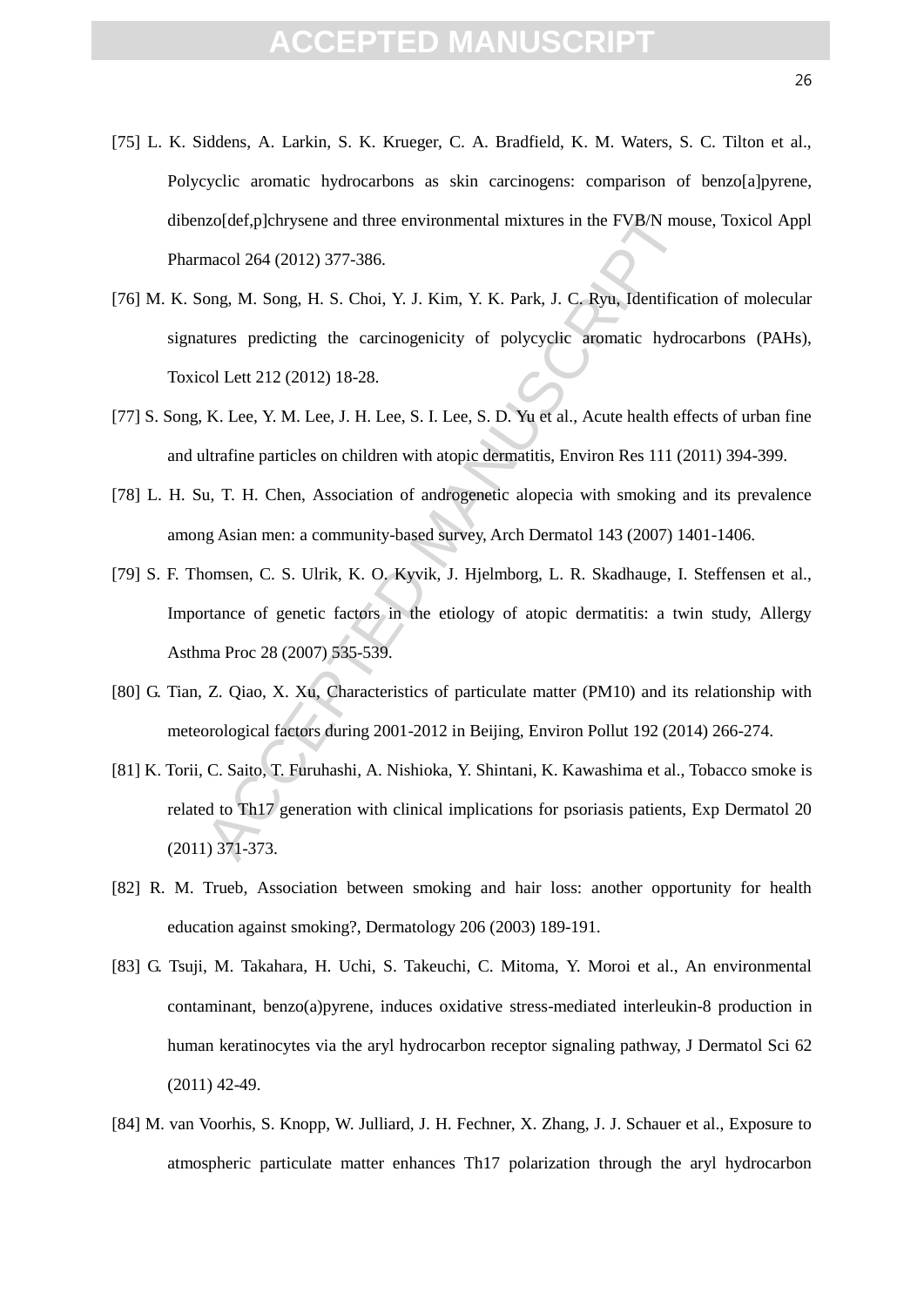[75] L. K. Siddens, A. Larkin, S. K. Krueger, C. A. Bradfield, K. M. Waters, S. C. Tilton et al., Polycyclic aromatic hydrocarbons as skin carcinogens: comparison of benzo[a]pyrene, dibenzo[def,p]chrysene and three environmental mixtures in the FVB/N mouse, Toxicol Appl Pharmacol 264 (2012) 377-386.

[76] M. K. Song, M. Song, H. S. Choi, Y. J. Kim, Y. K. Park, J. C. Ryu, Identification of molecular signatures predicting the carcinogenicity of polycyclic aromatic hydrocarbons (PAHs), Toxicol Lett 212 (2012) 18-28.

[77] S. Song, K. Lee, Y. M. Lee, J. H. Lee, S. I. Lee, S. D. Yu et al., Acute health effects of urban fine and ultrafine particles on children with atopic dermatitis, Environ Res 111 (2011) 394-399.

[78] L. H. Su, T. H. Chen, Association of androgenetic alopecia with smoking and its prevalence among Asian men: a community-based survey, Arch Dermatol 143 (2007) 1401-1406.

[79] S. F. Thomsen, C. S. Ulrik, K. O. Kyvik, J. Hjelmborg, L. R. Skadhauge, I. Steffensen et al., Importance of genetic factors in the etiology of atopic dermatitis: a twin study, Allergy Asthma Proc 28 (2007) 535-539.

[80] G. Tian, Z. Qiao, X. Xu, Characteristics of particulate matter (PM10) and its relationship with meteorological factors during 2001-2012 in Beijing, Environ Pollut 192 (2014) 266-274.

[81] K. Torii, C. Saito, T. Furuhashi, A. Nishioka, Y. Shintani, K. Kawashima et al., Tobacco smoke is related to Th17 generation with clinical implications for psoriasis patients, Exp Dermatol 20 (2011) 371-373.

[82] R. M. Trueb, Association between smoking and hair loss: another opportunity for health education against smoking?, Dermatology 206 (2003) 189-191.

[83] G. Tsuji, M. Takahara, H. Uchi, S. Takeuchi, C. Mitoma, Y. Moroi et al., An environmental contaminant, benzo(a)pyrene, induces oxidative stress-mediated interleukin-8 production in human keratinocytes via the aryl hydrocarbon receptor signaling pathway, J Dermatol Sci 62 (2011) 42-49.

[84] M. van Voorhis, S. Knopp, W. Julliard, J. H. Fechner, X. Zhang, J. J. Schauer et al., Exposure to atmospheric particulate matter enhances Th17 polarization through the aryl hydrocarbon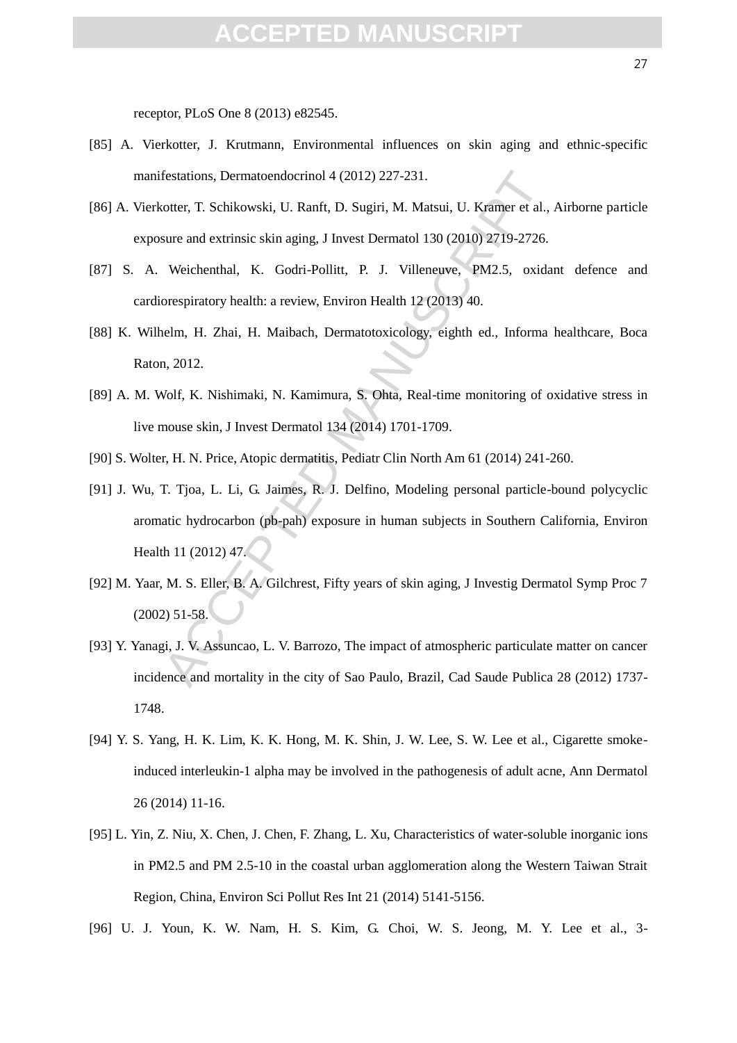receptor, PLoS One 8 (2013) e82545.

[85] A. Vierkotter, J. Krutmann, Environmental influences on skin aging and ethnic-specific manifestations, Dermatoendocrinol 4 (2012) 227-231.

[86] A. Vierkotter, T. Schikowski, U. Ranft, D. Sugiri, M. Matsui, U. Kramer et al., Airborne particle exposure and extrinsic skin aging, J Invest Dermatol 130 (2010) 2719-2726.

[87] S. A. Weichenthal, K. Godri-Pollitt, P. J. Villeneuve, PM2.5, oxidant defence and cardiorespiratory health: a review, Environ Health 12 (2013) 40.

[88] K. Wilhelm, H. Zhai, H. Maibach, Dermatotoxicology, eighth ed., Informa healthcare, Boca Raton, 2012.

[89] A. M. Wolf, K. Nishimaki, N. Kamimura, S. Ohta, Real-time monitoring of oxidative stress in live mouse skin, J Invest Dermatol 134 (2014) 1701-1709.

[90] S. Wolter, H. N. Price, Atopic dermatitis, Pediatr Clin North Am 61 (2014) 241-260.

[91] J. Wu, T. Tjoa, L. Li, G. Jaimes, R. J. Delfino, Modeling personal particle-bound polycyclic aromatic hydrocarbon (pb-pah) exposure in human subjects in Southern California, Environ Health 11 (2012) 47.

[92] M. Yaar, M. S. Eller, B. A. Gilchrest, Fifty years of skin aging, J Investig Dermatol Symp Proc 7 (2002) 51-58.

[93] Y. Yanagi, J. V. Assuncao, L. V. Barrozo, The impact of atmospheric particulate matter on cancer incidence and mortality in the city of Sao Paulo, Brazil, Cad Saude Publica 28 (2012) 1737-1748.

[94] Y. S. Yang, H. K. Lim, K. K. Hong, M. K. Shin, J. W. Lee, S. W. Lee et al., Cigarette smoke-induced interleukin-1 alpha may be involved in the pathogenesis of adult acne, Ann Dermatol 26 (2014) 11-16.

[95] L. Yin, Z. Niu, X. Chen, J. Chen, F. Zhang, L. Xu, Characteristics of water-soluble inorganic ions in PM2.5 and PM 2.5-10 in the coastal urban agglomeration along the Western Taiwan Strait Region, China, Environ Sci Pollut Res Int 21 (2014) 5141-5156.

[96] U. J. Youn, K. W. Nam, H. S. Kim, G. Choi, W. S. Jeong, M. Y. Lee et al., 3-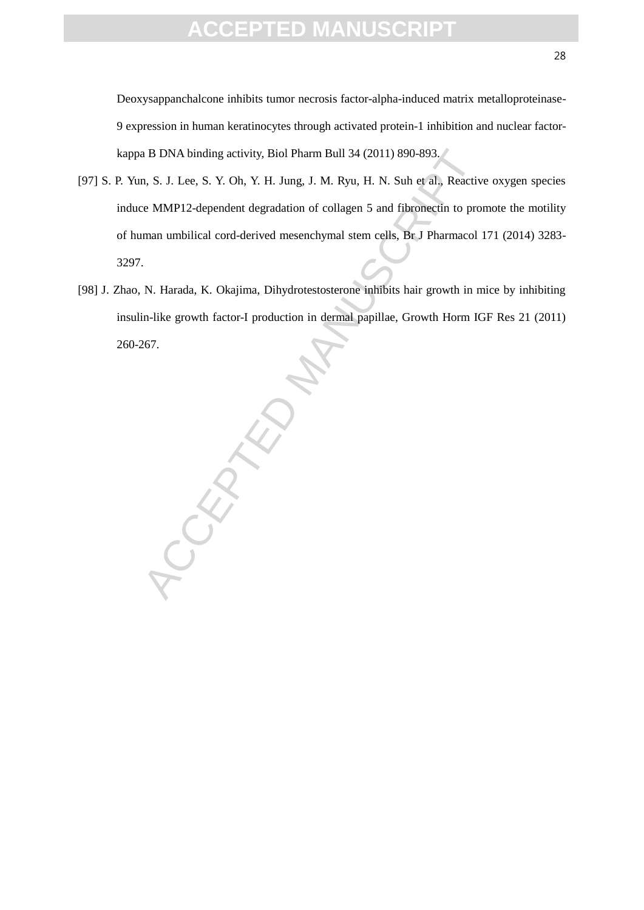Deoxysappanchalcone inhibits tumor necrosis factor-alpha-induced matrix metalloproteinase-9 expression in human keratinocytes through activated protein-1 inhibition and nuclear factor-kappa B DNA binding activity, Biol Pharm Bull 34 (2011) 890-893.

[97] S. P. Yun, S. J. Lee, S. Y. Oh, Y. H. Jung, J. M. Ryu, H. N. Suh et al., Reactive oxygen species induce MMP12-dependent degradation of collagen 5 and fibronectin to promote the motility of human umbilical cord-derived mesenchymal stem cells, Br J Pharmacol 171 (2014) 3283-3297.

[98] J. Zhao, N. Harada, K. Okajima, Dihydrotestosterone inhibits hair growth in mice by inhibiting insulin-like growth factor-I production in dermal papillae, Growth Horm IGF Res 21 (2011) 260-267.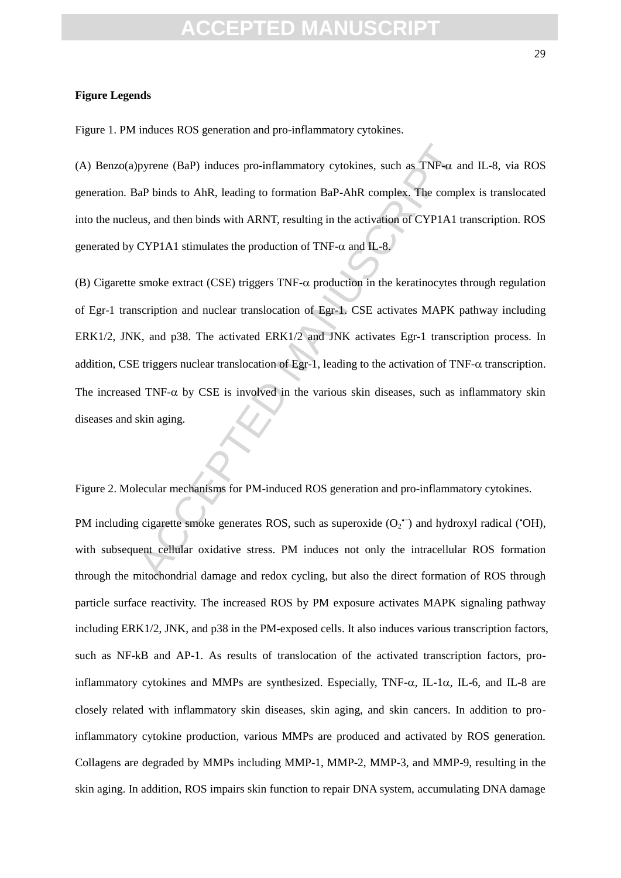**Figure Legends**

Figure 1. PM induces ROS generation and pro-inflammatory cytokines.

(A) Benzo(a)pyrene (BaP) induces pro-inflammatory cytokines, such as TNF-$\alpha$ and IL-8, via ROS generation. BaP binds to AhR, leading to formation BaP-AhR complex. The complex is translocated into the nucleus, and then binds with ARNT, resulting in the activation of CYP1A1 transcription. ROS generated by CYP1A1 stimulates the production of TNF-$\alpha$ and IL-8.

(B) Cigarette smoke extract (CSE) triggers TNF-$\alpha$ production in the keratinocytes through regulation of Egr-1 transcription and nuclear translocation of Egr-1. CSE activates MAPK pathway including ERK1/2, JNK, and p38. The activated ERK1/2 and JNK activates Egr-1 transcription process. In addition, CSE triggers nuclear translocation of Egr-1, leading to the activation of TNF-$\alpha$ transcription. The increased TNF-$\alpha$ by CSE is involved in the various skin diseases, such as inflammatory skin diseases and skin aging.

Figure 2. Molecular mechanisms for PM-induced ROS generation and pro-inflammatory cytokines.

PM including cigarette smoke generates ROS, such as superoxide ($O_2^{\bullet -}$) and hydroxyl radical ($^{\bullet}OH$), with subsequent cellular oxidative stress. PM induces not only the intracellular ROS formation through the mitochondrial damage and redox cycling, but also the direct formation of ROS through particle surface reactivity. The increased ROS by PM exposure activates MAPK signaling pathway including ERK1/2, JNK, and p38 in the PM-exposed cells. It also induces various transcription factors, such as NF-kB and AP-1. As results of translocation of the activated transcription factors, pro-inflammatory cytokines and MMPs are synthesized. Especially, TNF-$\alpha$, IL-1$\alpha$, IL-6, and IL-8 are closely related with inflammatory skin diseases, skin aging, and skin cancers. In addition to pro-inflammatory cytokine production, various MMPs are produced and activated by ROS generation. Collagens are degraded by MMPs including MMP-1, MMP-2, MMP-3, and MMP-9, resulting in the skin aging. In addition, ROS impairs skin function to repair DNA system, accumulating DNA damage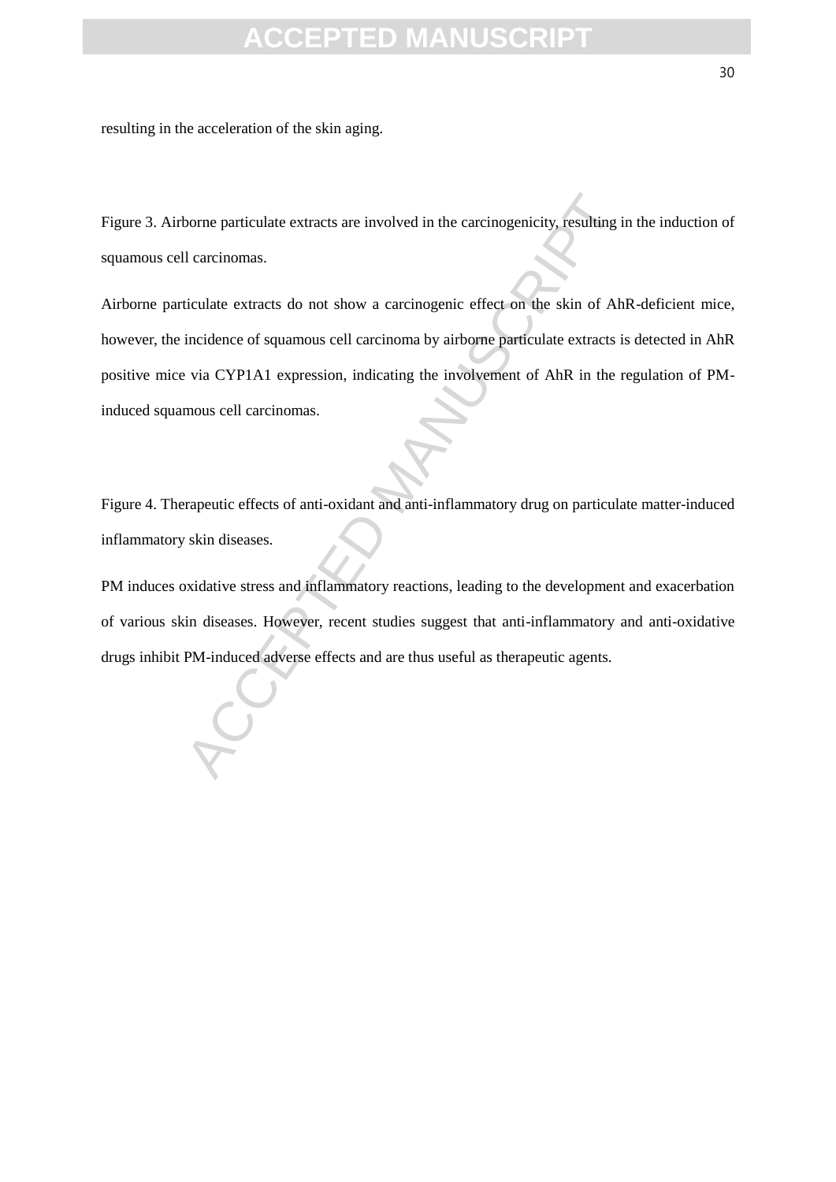resulting in the acceleration of the skin aging.

Figure 3. Airborne particulate extracts are involved in the carcinogenicity, resulting in the induction of squamous cell carcinomas.

Airborne particulate extracts do not show a carcinogenic effect on the skin of AhR-deficient mice, however, the incidence of squamous cell carcinoma by airborne particulate extracts is detected in AhR positive mice via CYP1A1 expression, indicating the involvement of AhR in the regulation of PM-induced squamous cell carcinomas.

Figure 4. Therapeutic effects of anti-oxidant and anti-inflammatory drug on particulate matter-induced inflammatory skin diseases.

PM induces oxidative stress and inflammatory reactions, leading to the development and exacerbation of various skin diseases. However, recent studies suggest that anti-inflammatory and anti-oxidative drugs inhibit PM-induced adverse effects and are thus useful as therapeutic agents.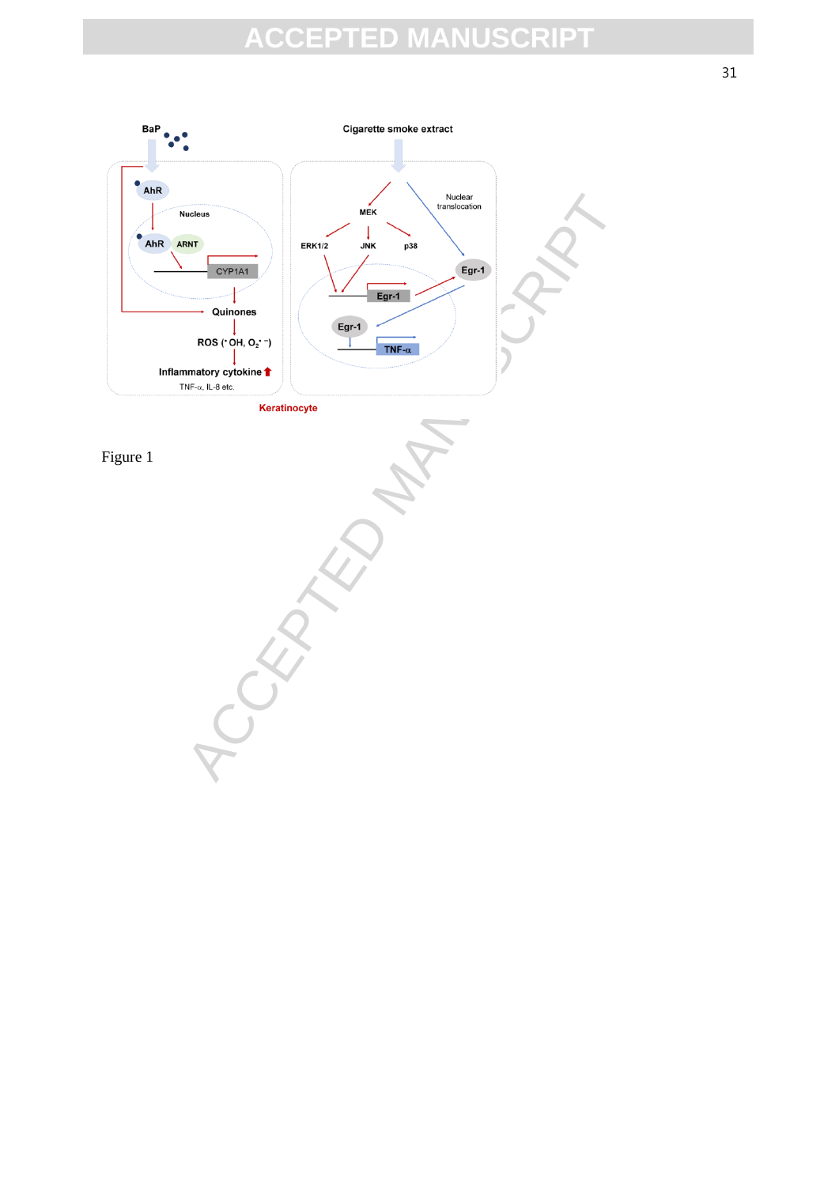Figure 1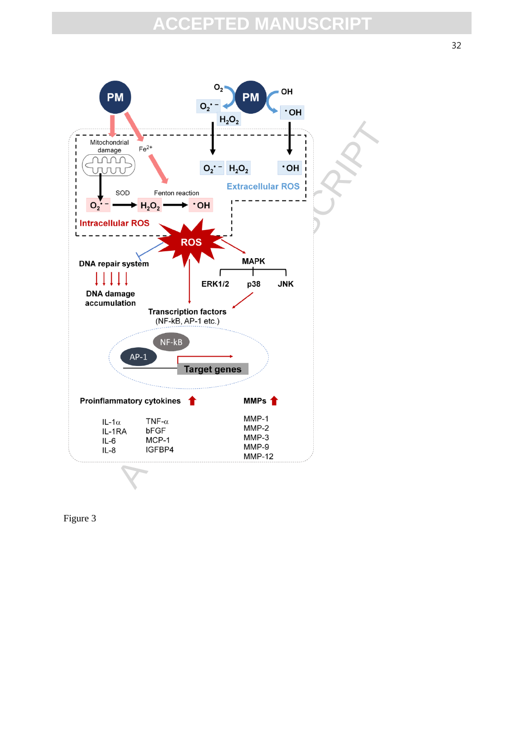Figure 3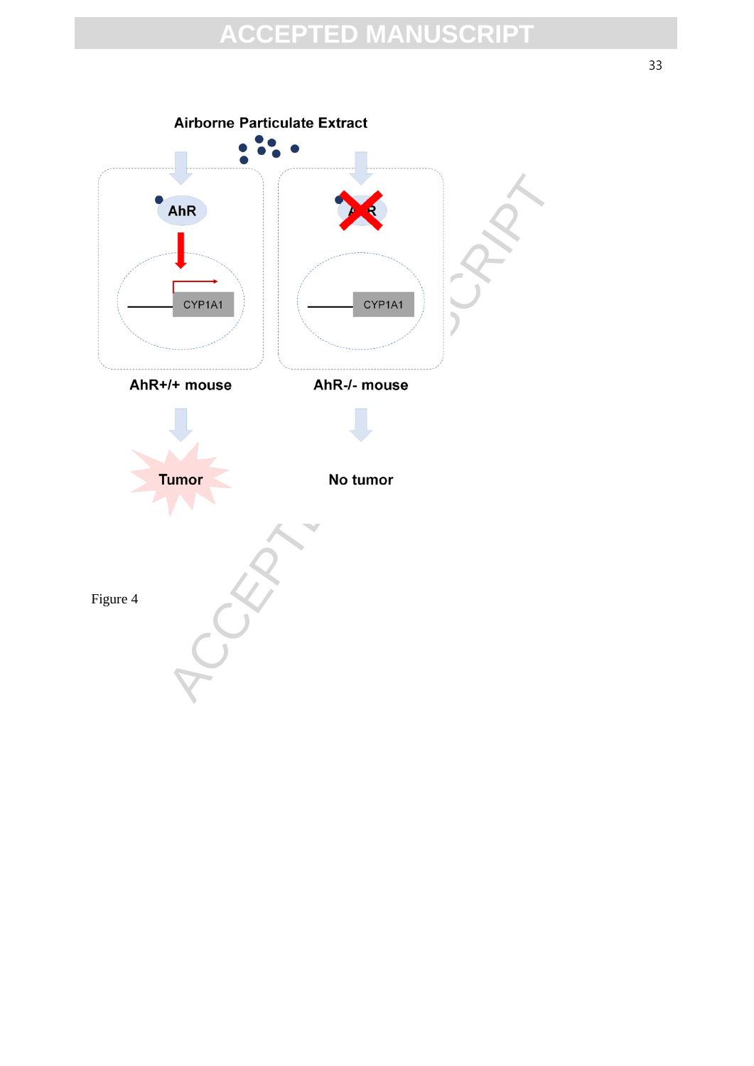**Airborne Particulate Extract**

AhR

CYP1A1

AhR

CYP1A1

**AhR+/+ mouse** | **AhR-/- mouse**

**Tumor** | **No tumor**

Figure 4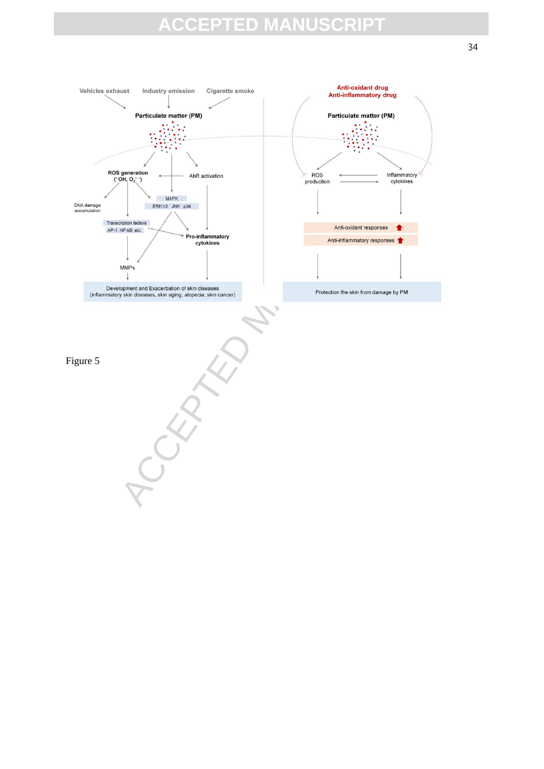Figure 5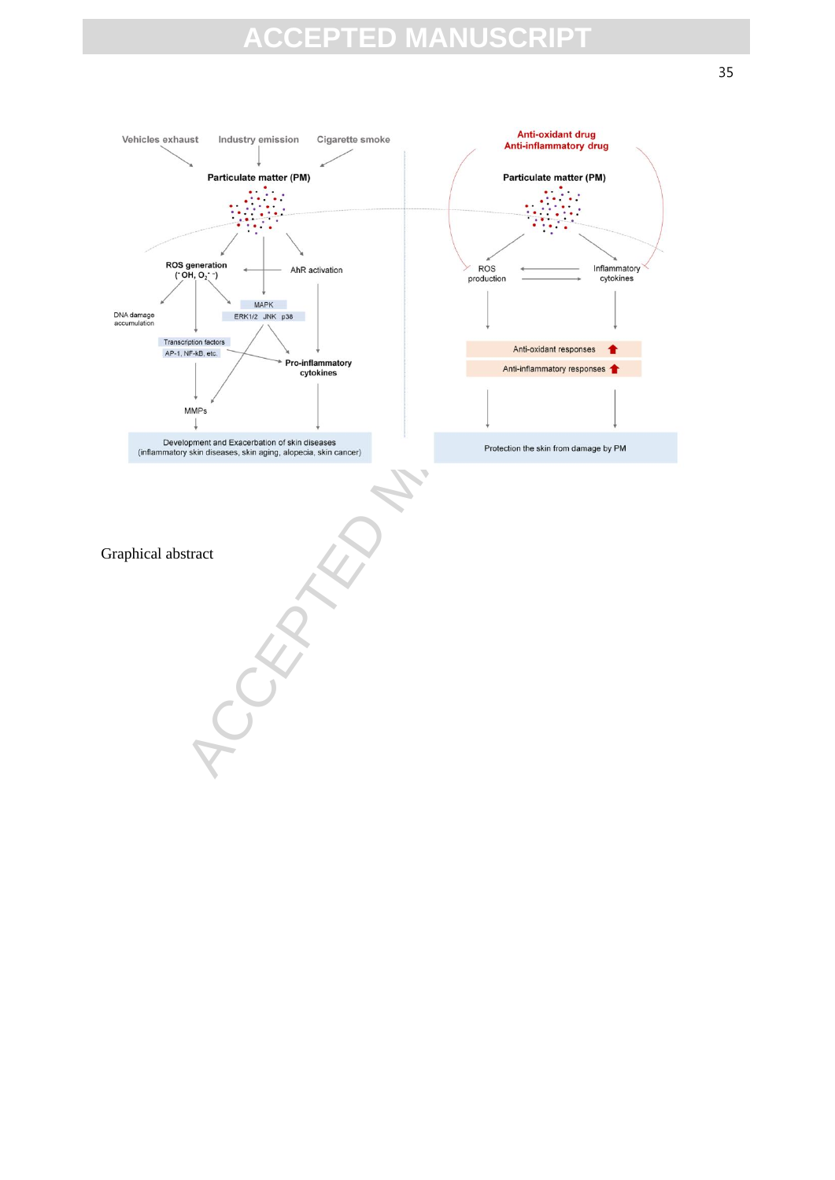Vehicles exhaust

Industry emission

Cigarette smoke

Particulate matter (PM)

ROS generation
($^{\bullet}OH$, $O_2^{\bullet-}$)

AhR activation

DNA damage accumulation

MAPK
ERK1/2 JNK p38

Transcription factors
AP-1, NF-kB, etc.

Pro-inflammatory cytokines

MMPs

Development and Exacerbation of skin diseases
(inflammatory skin diseases, skin aging, alopecia, skin cancer)

Anti-oxidant drug
Anti-inflammatory drug

Particulate matter (PM)

ROS production

Inflammatory cytokines

Anti-oxidant responses

Anti-inflammatory responses

Protection the skin from damage by PM

Graphical abstract